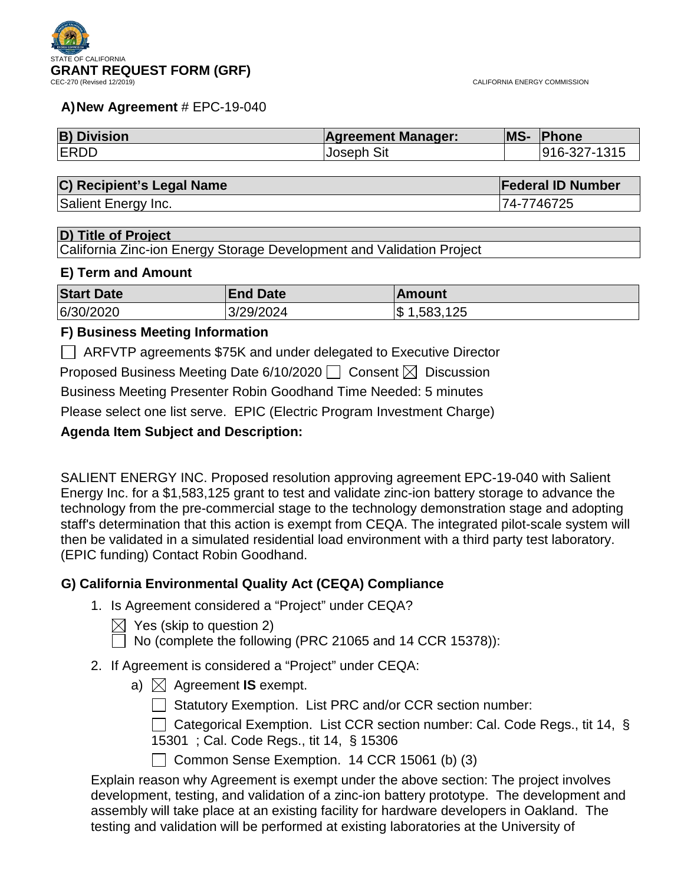STATE OF CALIFORNIA

# GRANT REQUEST FORM (GRF)

CEC-270 (Revised 12/2019)

CALIFORNIA ENERGY COMMISSION

**A) New Agreement** # EPC-19-040

| B) Division | Agreement Manager: | MS- | Phone |
|---|---|---|---|
| ERDD | Joseph Sit | | 916-327-1315 |

| C) Recipient's Legal Name | Federal ID Number |
|---|---|
| Salient Energy Inc. | 74-7746725 |

| D) Title of Project |
|---|
| California Zinc-ion Energy Storage Development and Validation Project |

### E) Term and Amount

| Start Date | End Date | Amount |
|---|---|---|
| 6/30/2020 | 3/29/2024 | $ 1,583,125 |

### F) Business Meeting Information

☐ ARFVTP agreements $75K and under delegated to Executive Director

Proposed Business Meeting Date 6/10/2020 ☐ Consent ☒ Discussion

Business Meeting Presenter Robin Goodhand Time Needed: 5 minutes

Please select one list serve. EPIC (Electric Program Investment Charge)

**Agenda Item Subject and Description:**

SALIENT ENERGY INC. Proposed resolution approving agreement EPC-19-040 with Salient Energy Inc. for a $1,583,125 grant to test and validate zinc-ion battery storage to advance the technology from the pre-commercial stage to the technology demonstration stage and adopting staff's determination that this action is exempt from CEQA. The integrated pilot-scale system will then be validated in a simulated residential load environment with a third party test laboratory. (EPIC funding) Contact Robin Goodhand.

### G) California Environmental Quality Act (CEQA) Compliance

1. Is Agreement considered a "Project" under CEQA?

   ☒ Yes (skip to question 2)

   ☐ No (complete the following (PRC 21065 and 14 CCR 15378)):

2. If Agreement is considered a "Project" under CEQA:

   a) ☒ Agreement **IS** exempt.

      ☐ Statutory Exemption. List PRC and/or CCR section number:

      ☐ Categorical Exemption. List CCR section number: Cal. Code Regs., tit 14, § 15301 ; Cal. Code Regs., tit 14, § 15306

      ☐ Common Sense Exemption. 14 CCR 15061 (b) (3)

   Explain reason why Agreement is exempt under the above section: The project involves development, testing, and validation of a zinc-ion battery prototype. The development and assembly will take place at an existing facility for hardware developers in Oakland. The testing and validation will be performed at existing laboratories at the University of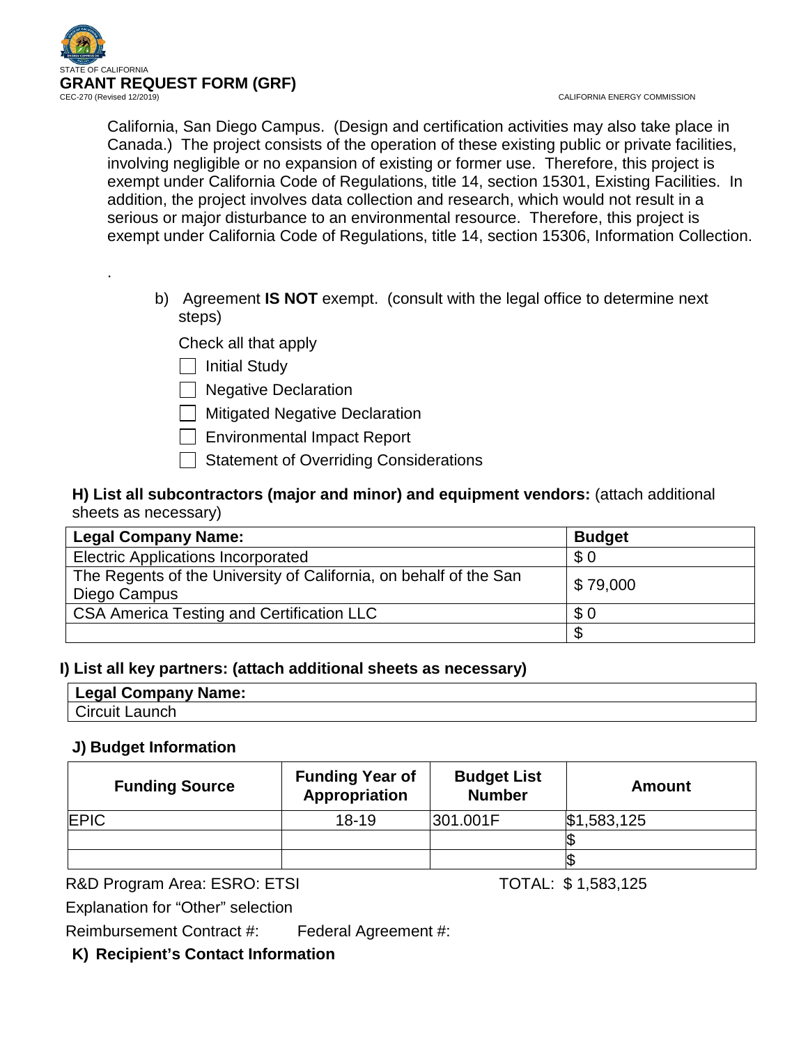California, San Diego Campus. (Design and certification activities may also take place in Canada.) The project consists of the operation of these existing public or private facilities, involving negligible or no expansion of existing or former use. Therefore, this project is exempt under California Code of Regulations, title 14, section 15301, Existing Facilities. In addition, the project involves data collection and research, which would not result in a serious or major disturbance to an environmental resource. Therefore, this project is exempt under California Code of Regulations, title 14, section 15306, Information Collection.

.

b) Agreement **IS NOT** exempt. (consult with the legal office to determine next steps)

Check all that apply

- [ ] Initial Study
- [ ] Negative Declaration
- [ ] Mitigated Negative Declaration
- [ ] Environmental Impact Report
- [ ] Statement of Overriding Considerations

**H) List all subcontractors (major and minor) and equipment vendors:** (attach additional sheets as necessary)

| Legal Company Name: | Budget |
|---|---|
| Electric Applications Incorporated | $ 0 |
| The Regents of the University of California, on behalf of the San Diego Campus | $ 79,000 |
| CSA America Testing and Certification LLC | $ 0 |
| | $ |

**I) List all key partners: (attach additional sheets as necessary)**

| Legal Company Name: |
|---|
| Circuit Launch |

**J) Budget Information**

| Funding Source | Funding Year of Appropriation | Budget List Number | Amount |
|---|---|---|---|
| EPIC | 18-19 | 301.001F | $1,583,125 |
| | | | $ |
| | | | $ |

R&D Program Area: ESRO: ETSI TOTAL: $ 1,583,125

Explanation for "Other" selection

Reimbursement Contract #: Federal Agreement #:

**K) Recipient's Contact Information**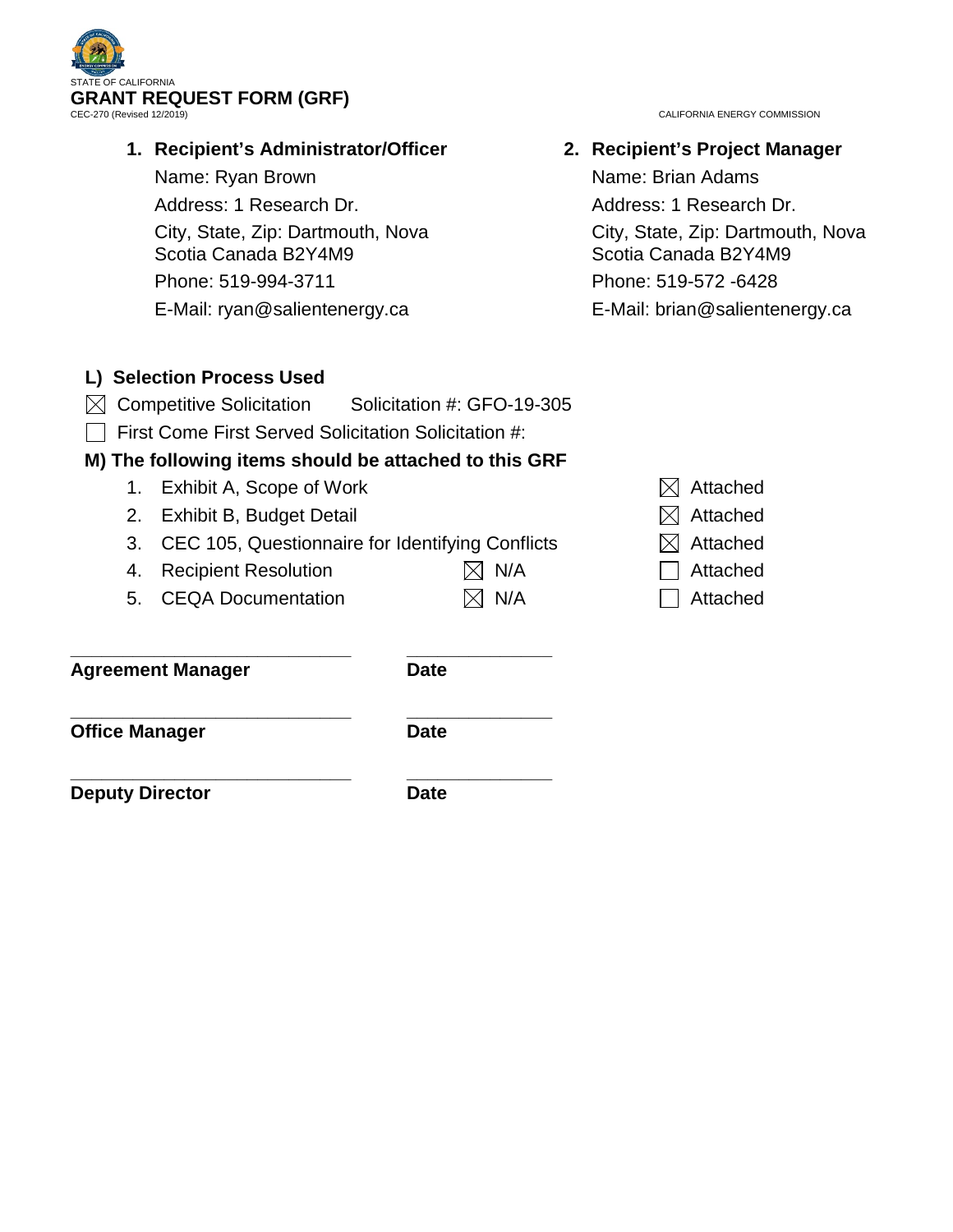STATE OF CALIFORNIA

**GRANT REQUEST FORM (GRF)**

CEC-270 (Revised 12/2019)

CALIFORNIA ENERGY COMMISSION

**1. Recipient's Administrator/Officer**

Name: Ryan Brown

Address: 1 Research Dr.

City, State, Zip: Dartmouth, Nova Scotia Canada B2Y4M9

Phone: 519-994-3711

E-Mail: ryan@salientenergy.ca

**2. Recipient's Project Manager**

Name: Brian Adams

Address: 1 Research Dr.

City, State, Zip: Dartmouth, Nova Scotia Canada B2Y4M9

Phone: 519-572 -6428

E-Mail: brian@salientenergy.ca

**L) Selection Process Used**

- ☒ Competitive Solicitation   Solicitation #: GFO-19-305
- ☐ First Come First Served Solicitation Solicitation #:

**M) The following items should be attached to this GRF**

| | Item | N/A | Attached |
|---|---|---|---|
| 1. | Exhibit A, Scope of Work | | ☒ Attached |
| 2. | Exhibit B, Budget Detail | | ☒ Attached |
| 3. | CEC 105, Questionnaire for Identifying Conflicts | | ☒ Attached |
| 4. | Recipient Resolution | ☒ N/A | ☐ Attached |
| 5. | CEQA Documentation | ☒ N/A | ☐ Attached |

_____________________________ _______________

**Agreement Manager** **Date**

_____________________________ _______________

**Office Manager** **Date**

_____________________________ _______________

**Deputy Director** **Date**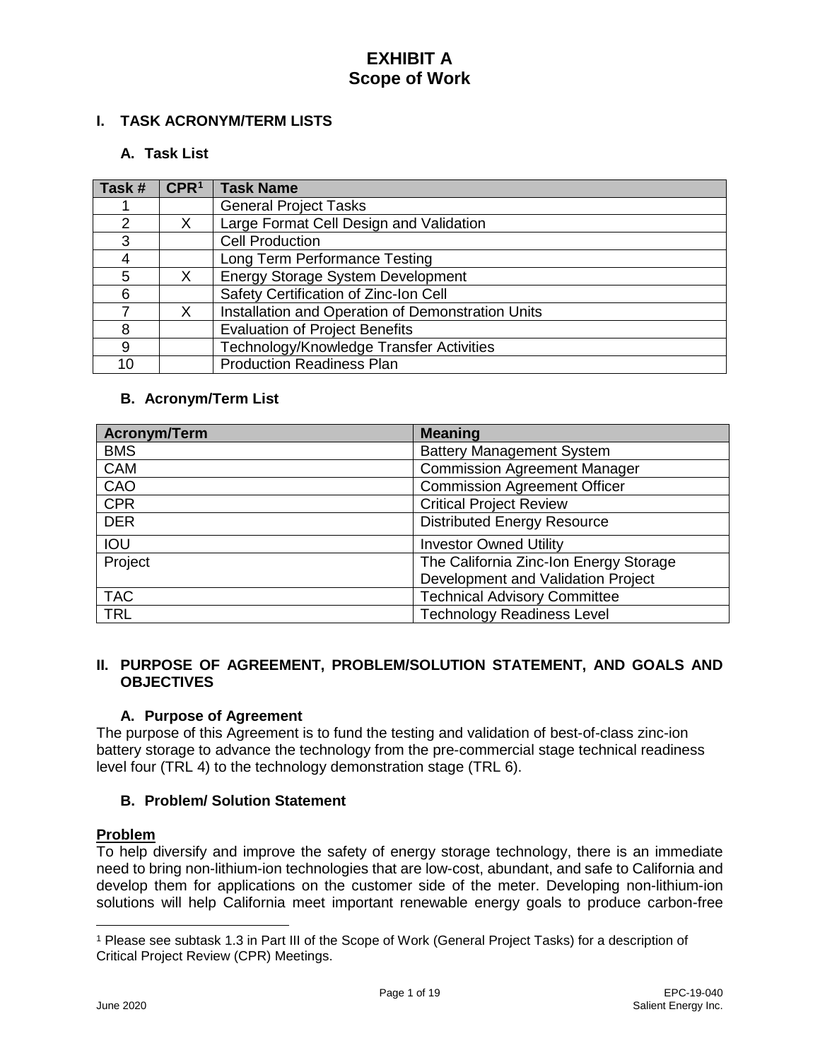# EXHIBIT A
# Scope of Work

## I. TASK ACRONYM/TERM LISTS

### A. Task List

| Task # | CPR[1] | Task Name |
|---|---|---|
| 1 | | General Project Tasks |
| 2 | X | Large Format Cell Design and Validation |
| 3 | | Cell Production |
| 4 | | Long Term Performance Testing |
| 5 | X | Energy Storage System Development |
| 6 | | Safety Certification of Zinc-Ion Cell |
| 7 | X | Installation and Operation of Demonstration Units |
| 8 | | Evaluation of Project Benefits |
| 9 | | Technology/Knowledge Transfer Activities |
| 10 | | Production Readiness Plan |

### B. Acronym/Term List

| Acronym/Term | Meaning |
|---|---|
| BMS | Battery Management System |
| CAM | Commission Agreement Manager |
| CAO | Commission Agreement Officer |
| CPR | Critical Project Review |
| DER | Distributed Energy Resource |
| IOU | Investor Owned Utility |
| Project | The California Zinc-Ion Energy Storage Development and Validation Project |
| TAC | Technical Advisory Committee |
| TRL | Technology Readiness Level |

## II. PURPOSE OF AGREEMENT, PROBLEM/SOLUTION STATEMENT, AND GOALS AND OBJECTIVES

### A. Purpose of Agreement

The purpose of this Agreement is to fund the testing and validation of best-of-class zinc-ion battery storage to advance the technology from the pre-commercial stage technical readiness level four (TRL 4) to the technology demonstration stage (TRL 6).

### B. Problem/ Solution Statement

**Problem**

To help diversify and improve the safety of energy storage technology, there is an immediate need to bring non-lithium-ion technologies that are low-cost, abundant, and safe to California and develop them for applications on the customer side of the meter. Developing non-lithium-ion solutions will help California meet important renewable energy goals to produce carbon-free

[1] Please see subtask 1.3 in Part III of the Scope of Work (General Project Tasks) for a description of Critical Project Review (CPR) Meetings.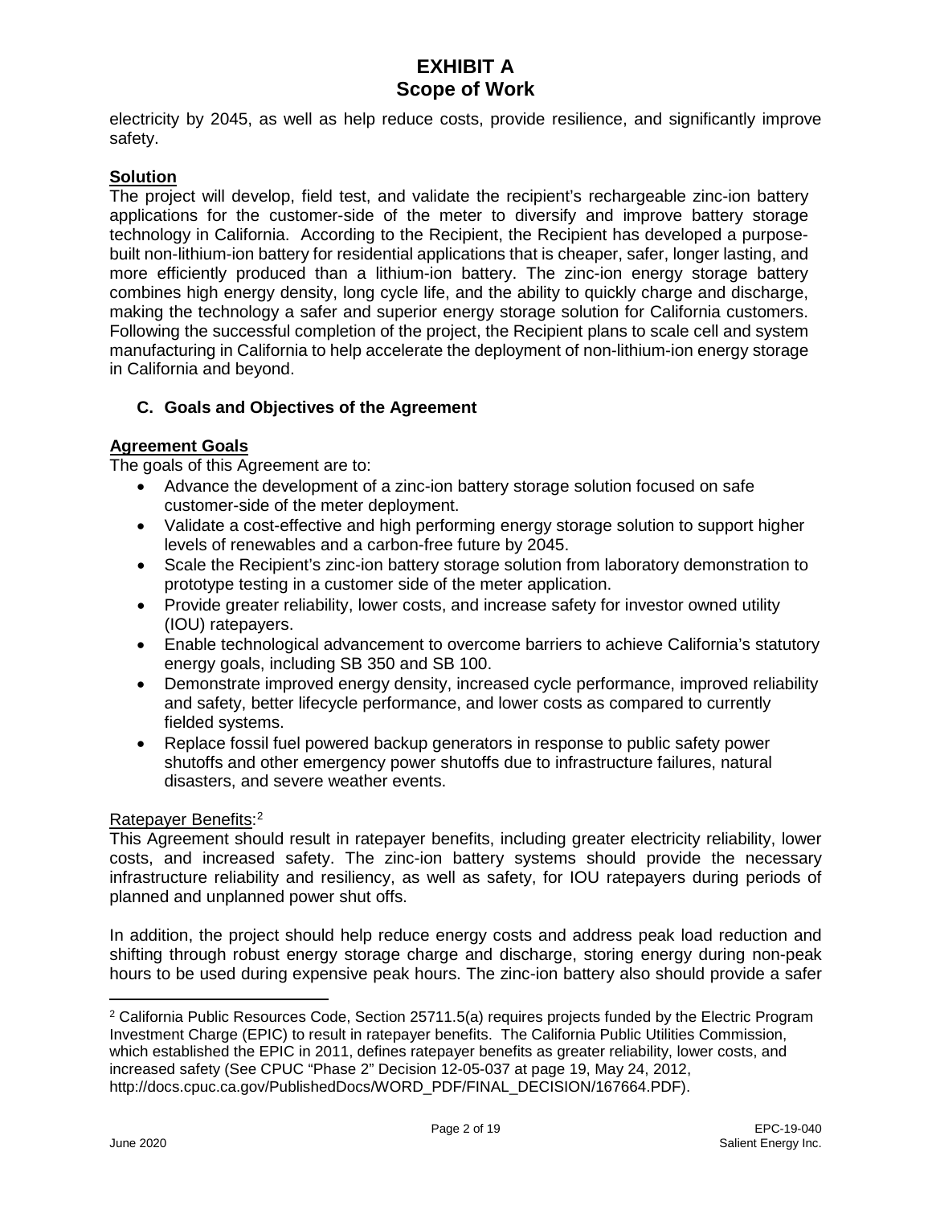electricity by 2045, as well as help reduce costs, provide resilience, and significantly improve safety.

**Solution**

The project will develop, field test, and validate the recipient's rechargeable zinc-ion battery applications for the customer-side of the meter to diversify and improve battery storage technology in California. According to the Recipient, the Recipient has developed a purpose-built non-lithium-ion battery for residential applications that is cheaper, safer, longer lasting, and more efficiently produced than a lithium-ion battery. The zinc-ion energy storage battery combines high energy density, long cycle life, and the ability to quickly charge and discharge, making the technology a safer and superior energy storage solution for California customers. Following the successful completion of the project, the Recipient plans to scale cell and system manufacturing in California to help accelerate the deployment of non-lithium-ion energy storage in California and beyond.

### C. Goals and Objectives of the Agreement

**Agreement Goals**

The goals of this Agreement are to:

- Advance the development of a zinc-ion battery storage solution focused on safe customer-side of the meter deployment.
- Validate a cost-effective and high performing energy storage solution to support higher levels of renewables and a carbon-free future by 2045.
- Scale the Recipient's zinc-ion battery storage solution from laboratory demonstration to prototype testing in a customer side of the meter application.
- Provide greater reliability, lower costs, and increase safety for investor owned utility (IOU) ratepayers.
- Enable technological advancement to overcome barriers to achieve California's statutory energy goals, including SB 350 and SB 100.
- Demonstrate improved energy density, increased cycle performance, improved reliability and safety, better lifecycle performance, and lower costs as compared to currently fielded systems.
- Replace fossil fuel powered backup generators in response to public safety power shutoffs and other emergency power shutoffs due to infrastructure failures, natural disasters, and severe weather events.

Ratepayer Benefits:[2]

This Agreement should result in ratepayer benefits, including greater electricity reliability, lower costs, and increased safety. The zinc-ion battery systems should provide the necessary infrastructure reliability and resiliency, as well as safety, for IOU ratepayers during periods of planned and unplanned power shut offs.

In addition, the project should help reduce energy costs and address peak load reduction and shifting through robust energy storage charge and discharge, storing energy during non-peak hours to be used during expensive peak hours. The zinc-ion battery also should provide a safer

[2] California Public Resources Code, Section 25711.5(a) requires projects funded by the Electric Program Investment Charge (EPIC) to result in ratepayer benefits. The California Public Utilities Commission, which established the EPIC in 2011, defines ratepayer benefits as greater reliability, lower costs, and increased safety (See CPUC "Phase 2" Decision 12-05-037 at page 19, May 24, 2012, http://docs.cpuc.ca.gov/PublishedDocs/WORD_PDF/FINAL_DECISION/167664.PDF).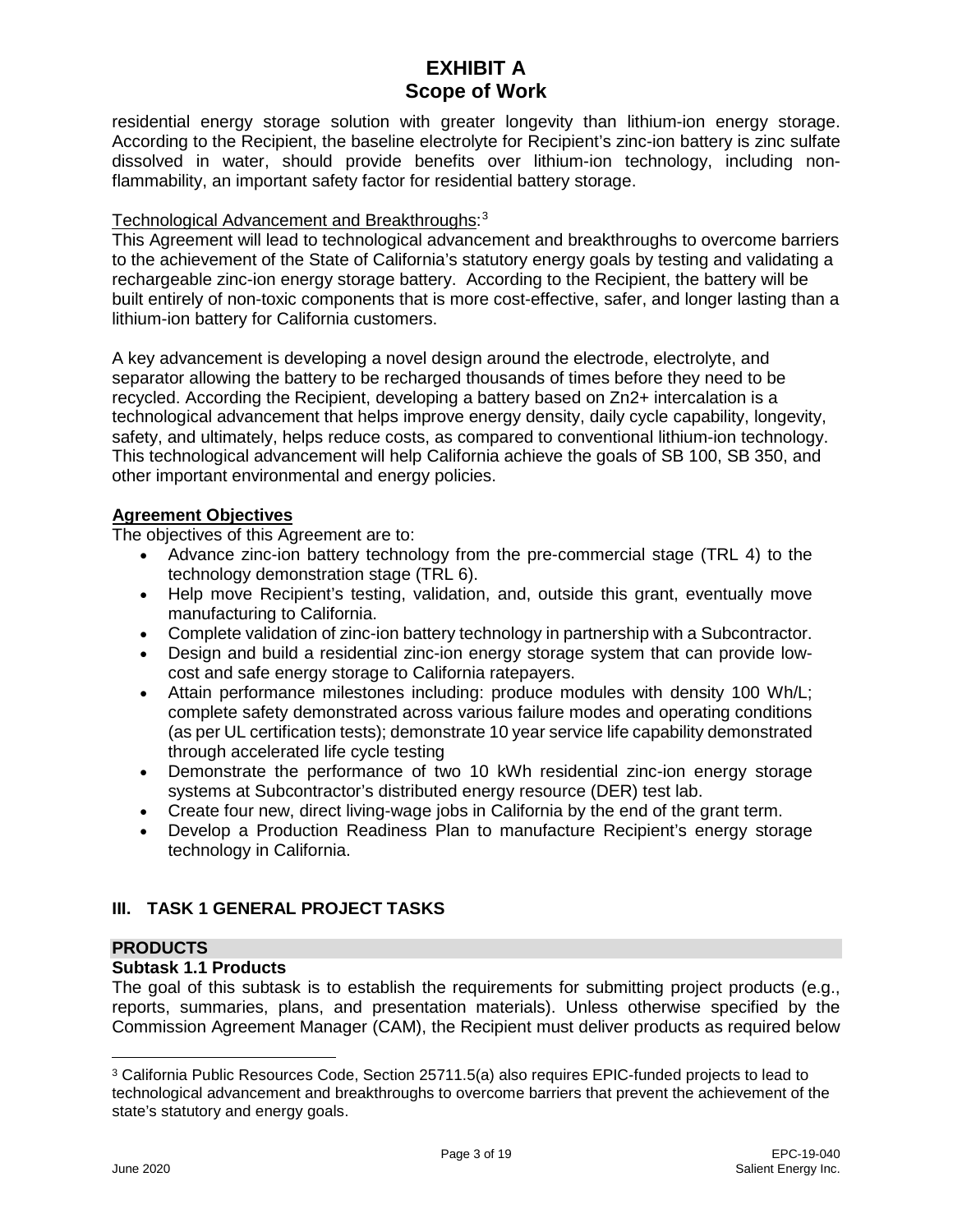residential energy storage solution with greater longevity than lithium-ion energy storage. According to the Recipient, the baseline electrolyte for Recipient's zinc-ion battery is zinc sulfate dissolved in water, should provide benefits over lithium-ion technology, including non-flammability, an important safety factor for residential battery storage.

Technological Advancement and Breakthroughs:[3]
This Agreement will lead to technological advancement and breakthroughs to overcome barriers to the achievement of the State of California's statutory energy goals by testing and validating a rechargeable zinc-ion energy storage battery. According to the Recipient, the battery will be built entirely of non-toxic components that is more cost-effective, safer, and longer lasting than a lithium-ion battery for California customers.

A key advancement is developing a novel design around the electrode, electrolyte, and separator allowing the battery to be recharged thousands of times before they need to be recycled. According the Recipient, developing a battery based on $Zn^{2+}$ intercalation is a technological advancement that helps improve energy density, daily cycle capability, longevity, safety, and ultimately, helps reduce costs, as compared to conventional lithium-ion technology. This technological advancement will help California achieve the goals of SB 100, SB 350, and other important environmental and energy policies.

**Agreement Objectives**

The objectives of this Agreement are to:

- Advance zinc-ion battery technology from the pre-commercial stage (TRL 4) to the technology demonstration stage (TRL 6).
- Help move Recipient's testing, validation, and, outside this grant, eventually move manufacturing to California.
- Complete validation of zinc-ion battery technology in partnership with a Subcontractor.
- Design and build a residential zinc-ion energy storage system that can provide low-cost and safe energy storage to California ratepayers.
- Attain performance milestones including: produce modules with density 100 Wh/L; complete safety demonstrated across various failure modes and operating conditions (as per UL certification tests); demonstrate 10 year service life capability demonstrated through accelerated life cycle testing
- Demonstrate the performance of two 10 kWh residential zinc-ion energy storage systems at Subcontractor's distributed energy resource (DER) test lab.
- Create four new, direct living-wage jobs in California by the end of the grant term.
- Develop a Production Readiness Plan to manufacture Recipient's energy storage technology in California.

## III. TASK 1 GENERAL PROJECT TASKS

### PRODUCTS

**Subtask 1.1 Products**

The goal of this subtask is to establish the requirements for submitting project products (e.g., reports, summaries, plans, and presentation materials). Unless otherwise specified by the Commission Agreement Manager (CAM), the Recipient must deliver products as required below

[3] California Public Resources Code, Section 25711.5(a) also requires EPIC-funded projects to lead to technological advancement and breakthroughs to overcome barriers that prevent the achievement of the state's statutory and energy goals.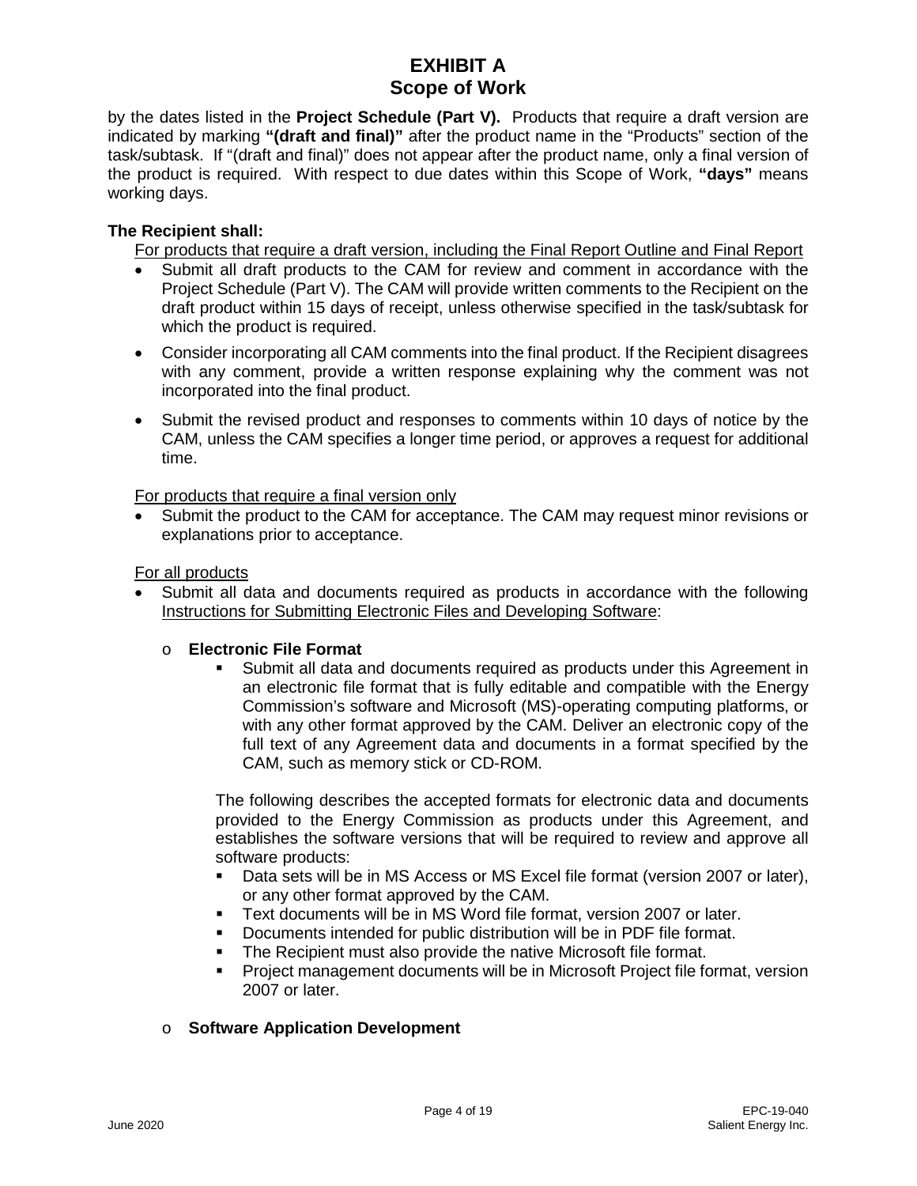# EXHIBIT A
# Scope of Work

by the dates listed in the **Project Schedule (Part V).** Products that require a draft version are indicated by marking **"(draft and final)"** after the product name in the "Products" section of the task/subtask. If "(draft and final)" does not appear after the product name, only a final version of the product is required. With respect to due dates within this Scope of Work, **"days"** means working days.

**The Recipient shall:**

For products that require a draft version, including the Final Report Outline and Final Report

- Submit all draft products to the CAM for review and comment in accordance with the Project Schedule (Part V). The CAM will provide written comments to the Recipient on the draft product within 15 days of receipt, unless otherwise specified in the task/subtask for which the product is required.
- Consider incorporating all CAM comments into the final product. If the Recipient disagrees with any comment, provide a written response explaining why the comment was not incorporated into the final product.
- Submit the revised product and responses to comments within 10 days of notice by the CAM, unless the CAM specifies a longer time period, or approves a request for additional time.

For products that require a final version only

- Submit the product to the CAM for acceptance. The CAM may request minor revisions or explanations prior to acceptance.

For all products

- Submit all data and documents required as products in accordance with the following Instructions for Submitting Electronic Files and Developing Software:
  - **Electronic File Format**
    - Submit all data and documents required as products under this Agreement in an electronic file format that is fully editable and compatible with the Energy Commission's software and Microsoft (MS)-operating computing platforms, or with any other format approved by the CAM. Deliver an electronic copy of the full text of any Agreement data and documents in a format specified by the CAM, such as memory stick or CD-ROM.

    The following describes the accepted formats for electronic data and documents provided to the Energy Commission as products under this Agreement, and establishes the software versions that will be required to review and approve all software products:
    - Data sets will be in MS Access or MS Excel file format (version 2007 or later), or any other format approved by the CAM.
    - Text documents will be in MS Word file format, version 2007 or later.
    - Documents intended for public distribution will be in PDF file format.
    - The Recipient must also provide the native Microsoft file format.
    - Project management documents will be in Microsoft Project file format, version 2007 or later.
  - **Software Application Development**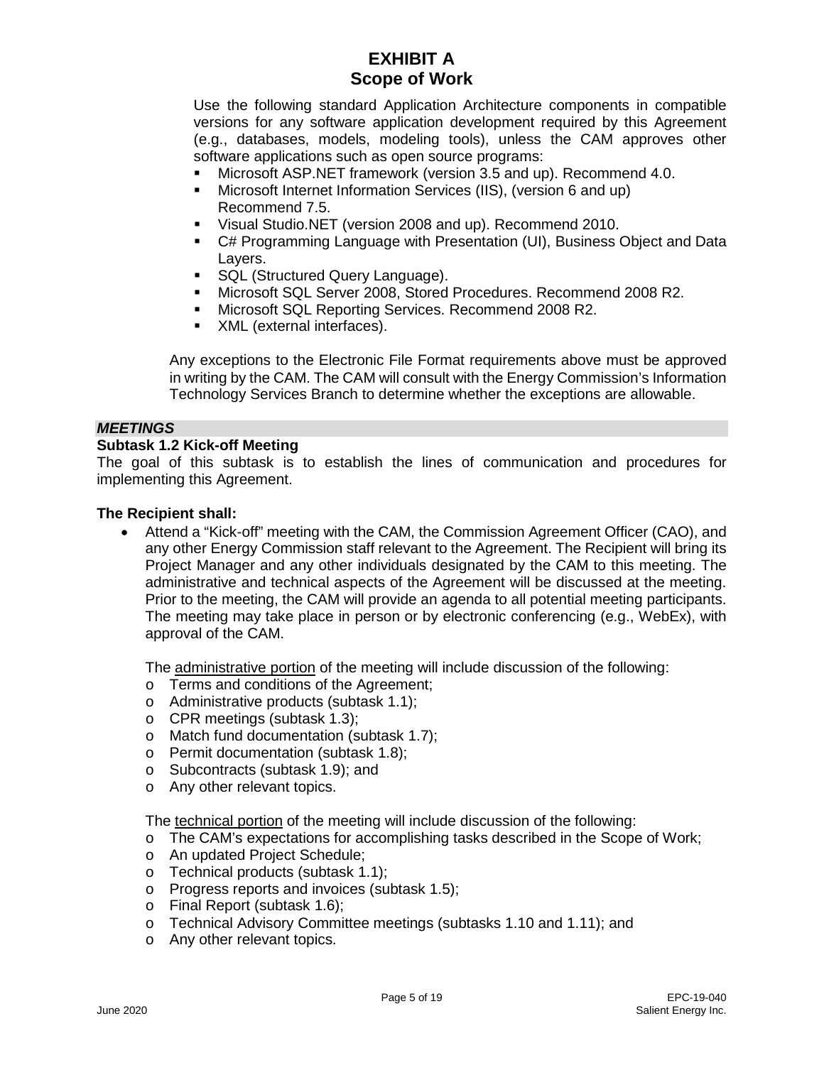Use the following standard Application Architecture components in compatible versions for any software application development required by this Agreement (e.g., databases, models, modeling tools), unless the CAM approves other software applications such as open source programs:

- Microsoft ASP.NET framework (version 3.5 and up). Recommend 4.0.
- Microsoft Internet Information Services (IIS), (version 6 and up) Recommend 7.5.
- Visual Studio.NET (version 2008 and up). Recommend 2010.
- C# Programming Language with Presentation (UI), Business Object and Data Layers.
- SQL (Structured Query Language).
- Microsoft SQL Server 2008, Stored Procedures. Recommend 2008 R2.
- Microsoft SQL Reporting Services. Recommend 2008 R2.
- XML (external interfaces).

Any exceptions to the Electronic File Format requirements above must be approved in writing by the CAM. The CAM will consult with the Energy Commission's Information Technology Services Branch to determine whether the exceptions are allowable.

***MEETINGS***

**Subtask 1.2 Kick-off Meeting**

The goal of this subtask is to establish the lines of communication and procedures for implementing this Agreement.

**The Recipient shall:**

- Attend a "Kick-off" meeting with the CAM, the Commission Agreement Officer (CAO), and any other Energy Commission staff relevant to the Agreement. The Recipient will bring its Project Manager and any other individuals designated by the CAM to this meeting. The administrative and technical aspects of the Agreement will be discussed at the meeting. Prior to the meeting, the CAM will provide an agenda to all potential meeting participants. The meeting may take place in person or by electronic conferencing (e.g., WebEx), with approval of the CAM.

  The administrative portion of the meeting will include discussion of the following:
  - Terms and conditions of the Agreement;
  - Administrative products (subtask 1.1);
  - CPR meetings (subtask 1.3);
  - Match fund documentation (subtask 1.7);
  - Permit documentation (subtask 1.8);
  - Subcontracts (subtask 1.9); and
  - Any other relevant topics.

  The technical portion of the meeting will include discussion of the following:
  - The CAM's expectations for accomplishing tasks described in the Scope of Work;
  - An updated Project Schedule;
  - Technical products (subtask 1.1);
  - Progress reports and invoices (subtask 1.5);
  - Final Report (subtask 1.6);
  - Technical Advisory Committee meetings (subtasks 1.10 and 1.11); and
  - Any other relevant topics.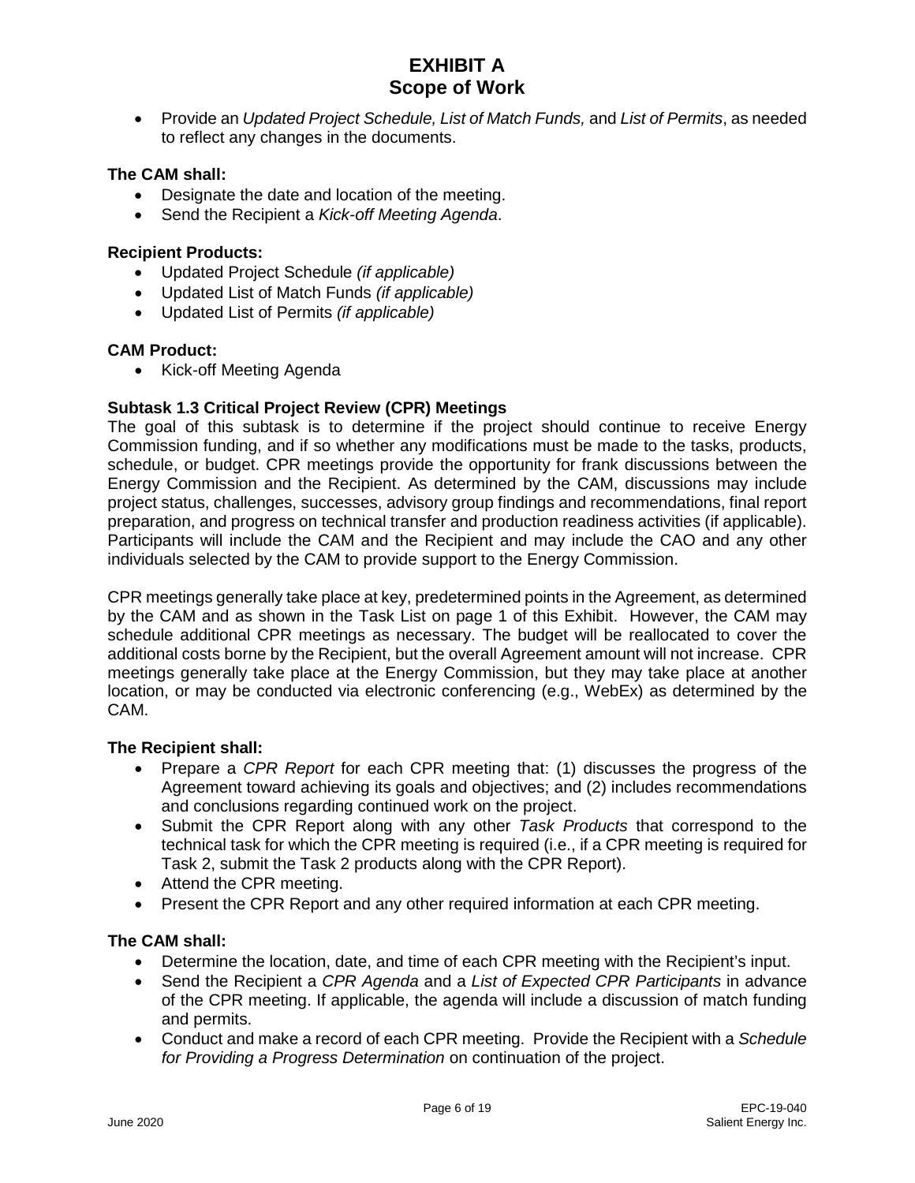- Provide an *Updated Project Schedule, List of Match Funds,* and *List of Permits*, as needed to reflect any changes in the documents.

**The CAM shall:**

- Designate the date and location of the meeting.
- Send the Recipient a *Kick-off Meeting Agenda*.

**Recipient Products:**

- Updated Project Schedule *(if applicable)*
- Updated List of Match Funds *(if applicable)*
- Updated List of Permits *(if applicable)*

**CAM Product:**

- Kick-off Meeting Agenda

**Subtask 1.3 Critical Project Review (CPR) Meetings**

The goal of this subtask is to determine if the project should continue to receive Energy Commission funding, and if so whether any modifications must be made to the tasks, products, schedule, or budget. CPR meetings provide the opportunity for frank discussions between the Energy Commission and the Recipient. As determined by the CAM, discussions may include project status, challenges, successes, advisory group findings and recommendations, final report preparation, and progress on technical transfer and production readiness activities (if applicable). Participants will include the CAM and the Recipient and may include the CAO and any other individuals selected by the CAM to provide support to the Energy Commission.

CPR meetings generally take place at key, predetermined points in the Agreement, as determined by the CAM and as shown in the Task List on page 1 of this Exhibit. However, the CAM may schedule additional CPR meetings as necessary. The budget will be reallocated to cover the additional costs borne by the Recipient, but the overall Agreement amount will not increase. CPR meetings generally take place at the Energy Commission, but they may take place at another location, or may be conducted via electronic conferencing (e.g., WebEx) as determined by the CAM.

**The Recipient shall:**

- Prepare a *CPR Report* for each CPR meeting that: (1) discusses the progress of the Agreement toward achieving its goals and objectives; and (2) includes recommendations and conclusions regarding continued work on the project.
- Submit the CPR Report along with any other *Task Products* that correspond to the technical task for which the CPR meeting is required (i.e., if a CPR meeting is required for Task 2, submit the Task 2 products along with the CPR Report).
- Attend the CPR meeting.
- Present the CPR Report and any other required information at each CPR meeting.

**The CAM shall:**

- Determine the location, date, and time of each CPR meeting with the Recipient's input.
- Send the Recipient a *CPR Agenda* and a *List of Expected CPR Participants* in advance of the CPR meeting. If applicable, the agenda will include a discussion of match funding and permits.
- Conduct and make a record of each CPR meeting. Provide the Recipient with a *Schedule for Providing a Progress Determination* on continuation of the project.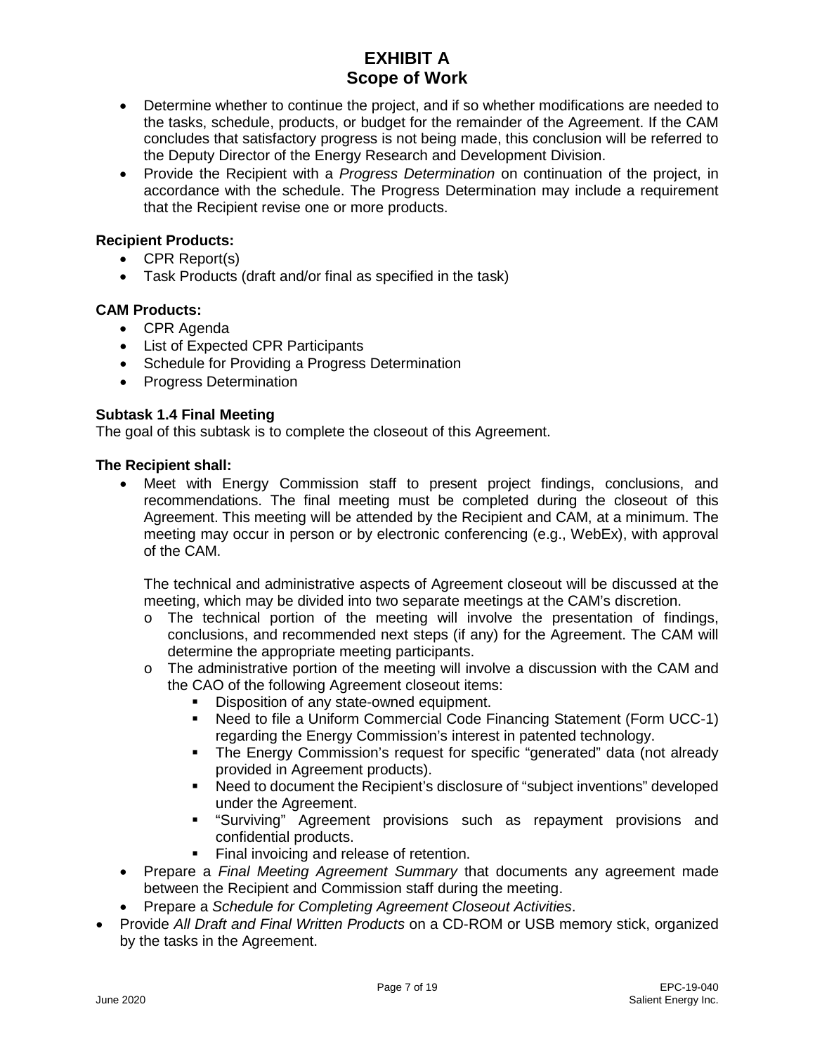- Determine whether to continue the project, and if so whether modifications are needed to the tasks, schedule, products, or budget for the remainder of the Agreement. If the CAM concludes that satisfactory progress is not being made, this conclusion will be referred to the Deputy Director of the Energy Research and Development Division.
- Provide the Recipient with a *Progress Determination* on continuation of the project, in accordance with the schedule. The Progress Determination may include a requirement that the Recipient revise one or more products.

**Recipient Products:**

- CPR Report(s)
- Task Products (draft and/or final as specified in the task)

**CAM Products:**

- CPR Agenda
- List of Expected CPR Participants
- Schedule for Providing a Progress Determination
- Progress Determination

**Subtask 1.4 Final Meeting**

The goal of this subtask is to complete the closeout of this Agreement.

**The Recipient shall:**

- Meet with Energy Commission staff to present project findings, conclusions, and recommendations. The final meeting must be completed during the closeout of this Agreement. This meeting will be attended by the Recipient and CAM, at a minimum. The meeting may occur in person or by electronic conferencing (e.g., WebEx), with approval of the CAM.

  The technical and administrative aspects of Agreement closeout will be discussed at the meeting, which may be divided into two separate meetings at the CAM's discretion.
  - The technical portion of the meeting will involve the presentation of findings, conclusions, and recommended next steps (if any) for the Agreement. The CAM will determine the appropriate meeting participants.
  - The administrative portion of the meeting will involve a discussion with the CAM and the CAO of the following Agreement closeout items:
    - Disposition of any state-owned equipment.
    - Need to file a Uniform Commercial Code Financing Statement (Form UCC-1) regarding the Energy Commission's interest in patented technology.
    - The Energy Commission's request for specific "generated" data (not already provided in Agreement products).
    - Need to document the Recipient's disclosure of "subject inventions" developed under the Agreement.
    - "Surviving" Agreement provisions such as repayment provisions and confidential products.
    - Final invoicing and release of retention.
- Prepare a *Final Meeting Agreement Summary* that documents any agreement made between the Recipient and Commission staff during the meeting.
- Prepare a *Schedule for Completing Agreement Closeout Activities*.
- Provide *All Draft and Final Written Products* on a CD-ROM or USB memory stick, organized by the tasks in the Agreement.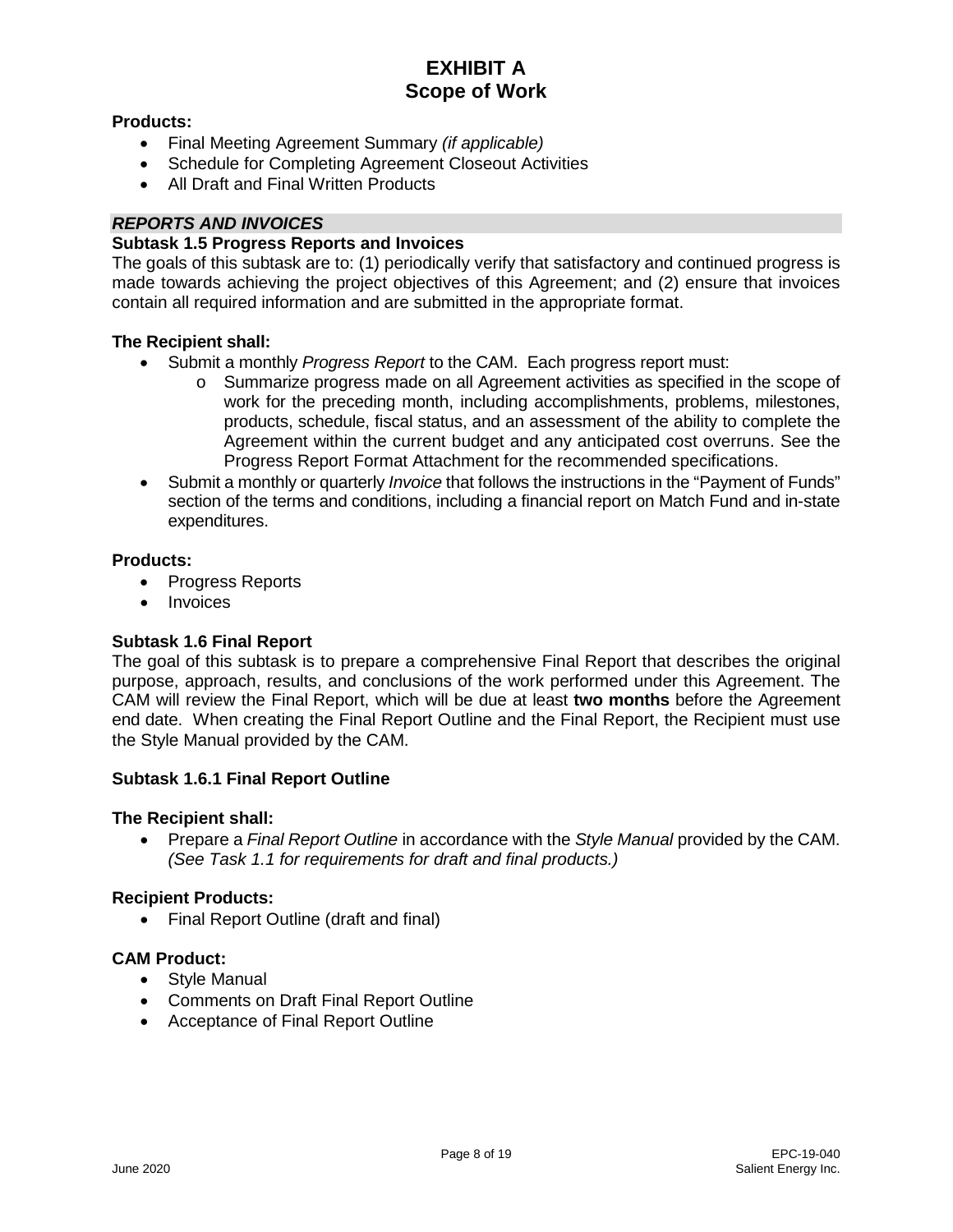**Products:**

- Final Meeting Agreement Summary *(if applicable)*
- Schedule for Completing Agreement Closeout Activities
- All Draft and Final Written Products

***REPORTS AND INVOICES***

**Subtask 1.5 Progress Reports and Invoices**

The goals of this subtask are to: (1) periodically verify that satisfactory and continued progress is made towards achieving the project objectives of this Agreement; and (2) ensure that invoices contain all required information and are submitted in the appropriate format.

**The Recipient shall:**

- Submit a monthly *Progress Report* to the CAM. Each progress report must:
  - Summarize progress made on all Agreement activities as specified in the scope of work for the preceding month, including accomplishments, problems, milestones, products, schedule, fiscal status, and an assessment of the ability to complete the Agreement within the current budget and any anticipated cost overruns. See the Progress Report Format Attachment for the recommended specifications.
- Submit a monthly or quarterly *Invoice* that follows the instructions in the "Payment of Funds" section of the terms and conditions, including a financial report on Match Fund and in-state expenditures.

**Products:**

- Progress Reports
- Invoices

**Subtask 1.6 Final Report**

The goal of this subtask is to prepare a comprehensive Final Report that describes the original purpose, approach, results, and conclusions of the work performed under this Agreement. The CAM will review the Final Report, which will be due at least **two months** before the Agreement end date. When creating the Final Report Outline and the Final Report, the Recipient must use the Style Manual provided by the CAM.

**Subtask 1.6.1 Final Report Outline**

**The Recipient shall:**

- Prepare a *Final Report Outline* in accordance with the *Style Manual* provided by the CAM. *(See Task 1.1 for requirements for draft and final products.)*

**Recipient Products:**

- Final Report Outline (draft and final)

**CAM Product:**

- Style Manual
- Comments on Draft Final Report Outline
- Acceptance of Final Report Outline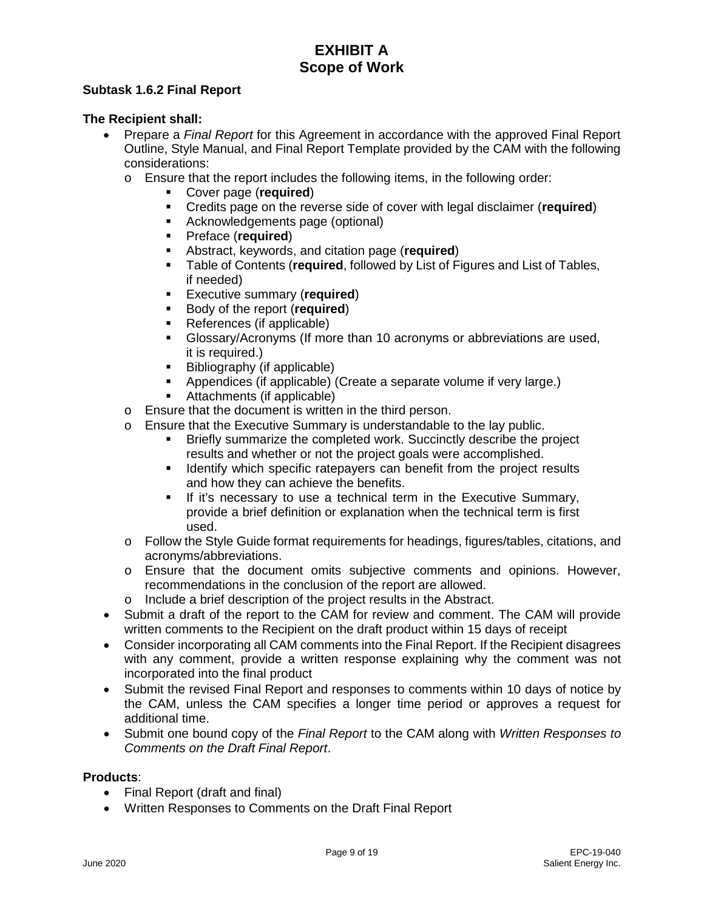### Subtask 1.6.2 Final Report

**The Recipient shall:**

- Prepare a *Final Report* for this Agreement in accordance with the approved Final Report Outline, Style Manual, and Final Report Template provided by the CAM with the following considerations:
  - Ensure that the report includes the following items, in the following order:
    - Cover page (**required**)
    - Credits page on the reverse side of cover with legal disclaimer (**required**)
    - Acknowledgements page (optional)
    - Preface (**required**)
    - Abstract, keywords, and citation page (**required**)
    - Table of Contents (**required**, followed by List of Figures and List of Tables, if needed)
    - Executive summary (**required**)
    - Body of the report (**required**)
    - References (if applicable)
    - Glossary/Acronyms (If more than 10 acronyms or abbreviations are used, it is required.)
    - Bibliography (if applicable)
    - Appendices (if applicable) (Create a separate volume if very large.)
    - Attachments (if applicable)
  - Ensure that the document is written in the third person.
  - Ensure that the Executive Summary is understandable to the lay public.
    - Briefly summarize the completed work. Succinctly describe the project results and whether or not the project goals were accomplished.
    - Identify which specific ratepayers can benefit from the project results and how they can achieve the benefits.
    - If it's necessary to use a technical term in the Executive Summary, provide a brief definition or explanation when the technical term is first used.
  - Follow the Style Guide format requirements for headings, figures/tables, citations, and acronyms/abbreviations.
  - Ensure that the document omits subjective comments and opinions. However, recommendations in the conclusion of the report are allowed.
  - Include a brief description of the project results in the Abstract.
- Submit a draft of the report to the CAM for review and comment. The CAM will provide written comments to the Recipient on the draft product within 15 days of receipt
- Consider incorporating all CAM comments into the Final Report. If the Recipient disagrees with any comment, provide a written response explaining why the comment was not incorporated into the final product
- Submit the revised Final Report and responses to comments within 10 days of notice by the CAM, unless the CAM specifies a longer time period or approves a request for additional time.
- Submit one bound copy of the *Final Report* to the CAM along with *Written Responses to Comments on the Draft Final Report*.

**Products**:

- Final Report (draft and final)
- Written Responses to Comments on the Draft Final Report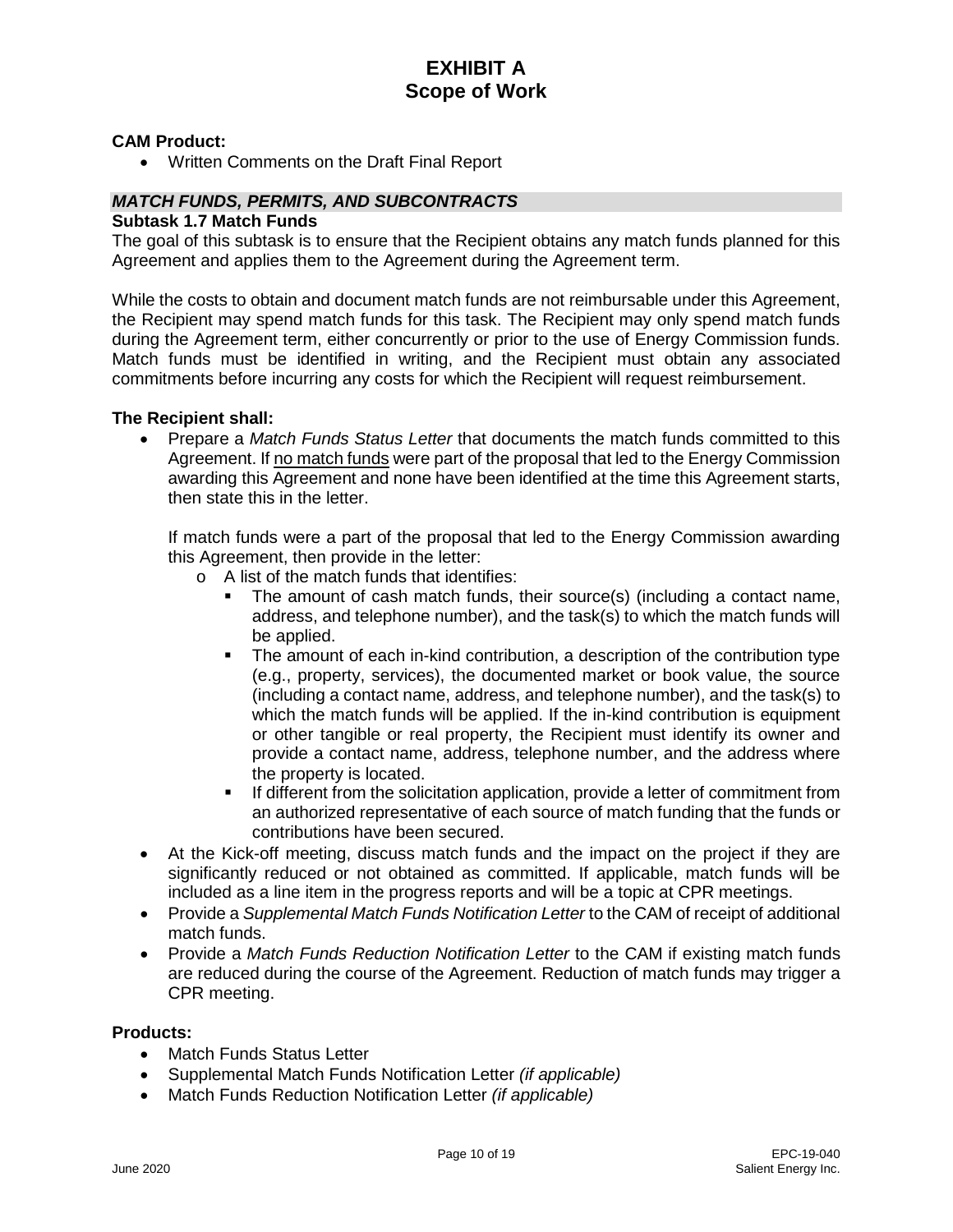**CAM Product:**

- Written Comments on the Draft Final Report

***MATCH FUNDS, PERMITS, AND SUBCONTRACTS***

**Subtask 1.7 Match Funds**

The goal of this subtask is to ensure that the Recipient obtains any match funds planned for this Agreement and applies them to the Agreement during the Agreement term.

While the costs to obtain and document match funds are not reimbursable under this Agreement, the Recipient may spend match funds for this task. The Recipient may only spend match funds during the Agreement term, either concurrently or prior to the use of Energy Commission funds. Match funds must be identified in writing, and the Recipient must obtain any associated commitments before incurring any costs for which the Recipient will request reimbursement.

**The Recipient shall:**

- Prepare a *Match Funds Status Letter* that documents the match funds committed to this Agreement. If no match funds were part of the proposal that led to the Energy Commission awarding this Agreement and none have been identified at the time this Agreement starts, then state this in the letter.

  If match funds were a part of the proposal that led to the Energy Commission awarding this Agreement, then provide in the letter:
  - A list of the match funds that identifies:
    - The amount of cash match funds, their source(s) (including a contact name, address, and telephone number), and the task(s) to which the match funds will be applied.
    - The amount of each in-kind contribution, a description of the contribution type (e.g., property, services), the documented market or book value, the source (including a contact name, address, and telephone number), and the task(s) to which the match funds will be applied. If the in-kind contribution is equipment or other tangible or real property, the Recipient must identify its owner and provide a contact name, address, telephone number, and the address where the property is located.
    - If different from the solicitation application, provide a letter of commitment from an authorized representative of each source of match funding that the funds or contributions have been secured.
- At the Kick-off meeting, discuss match funds and the impact on the project if they are significantly reduced or not obtained as committed. If applicable, match funds will be included as a line item in the progress reports and will be a topic at CPR meetings.
- Provide a *Supplemental Match Funds Notification Letter* to the CAM of receipt of additional match funds.
- Provide a *Match Funds Reduction Notification Letter* to the CAM if existing match funds are reduced during the course of the Agreement. Reduction of match funds may trigger a CPR meeting.

**Products:**

- Match Funds Status Letter
- Supplemental Match Funds Notification Letter *(if applicable)*
- Match Funds Reduction Notification Letter *(if applicable)*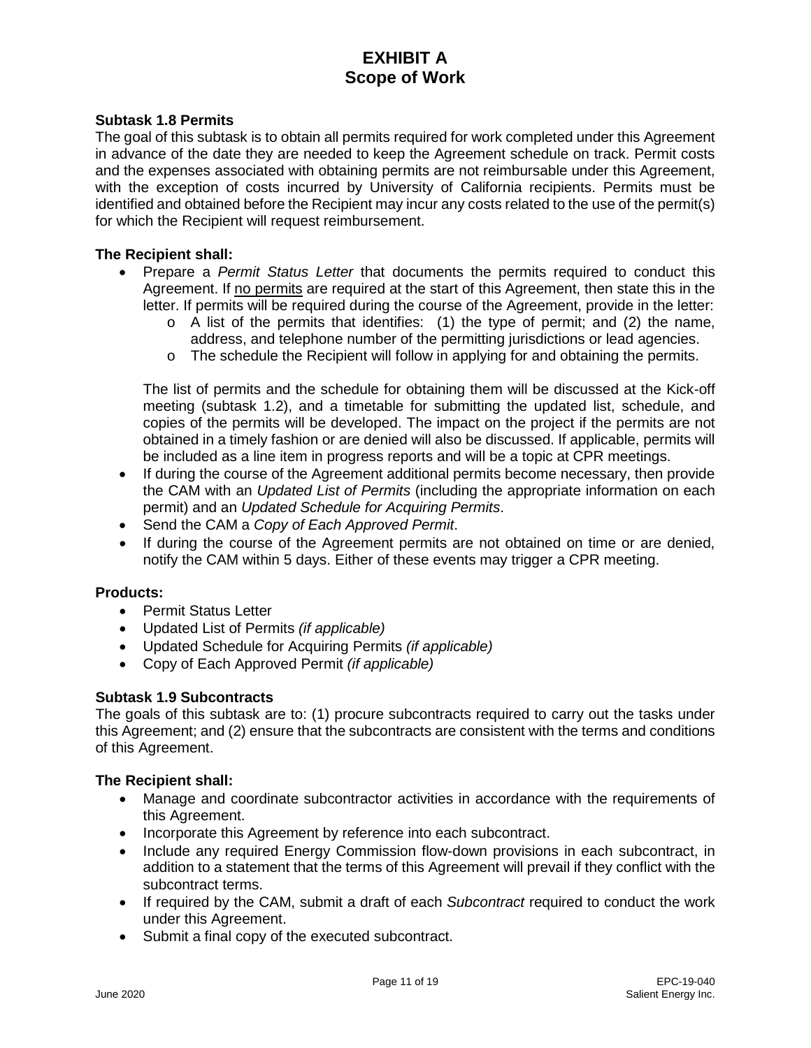# EXHIBIT A
## Scope of Work

### Subtask 1.8 Permits

The goal of this subtask is to obtain all permits required for work completed under this Agreement in advance of the date they are needed to keep the Agreement schedule on track. Permit costs and the expenses associated with obtaining permits are not reimbursable under this Agreement, with the exception of costs incurred by University of California recipients. Permits must be identified and obtained before the Recipient may incur any costs related to the use of the permit(s) for which the Recipient will request reimbursement.

**The Recipient shall:**

- Prepare a *Permit Status Letter* that documents the permits required to conduct this Agreement. If no permits are required at the start of this Agreement, then state this in the letter. If permits will be required during the course of the Agreement, provide in the letter:
  - A list of the permits that identifies: (1) the type of permit; and (2) the name, address, and telephone number of the permitting jurisdictions or lead agencies.
  - The schedule the Recipient will follow in applying for and obtaining the permits.

  The list of permits and the schedule for obtaining them will be discussed at the Kick-off meeting (subtask 1.2), and a timetable for submitting the updated list, schedule, and copies of the permits will be developed. The impact on the project if the permits are not obtained in a timely fashion or are denied will also be discussed. If applicable, permits will be included as a line item in progress reports and will be a topic at CPR meetings.
- If during the course of the Agreement additional permits become necessary, then provide the CAM with an *Updated List of Permits* (including the appropriate information on each permit) and an *Updated Schedule for Acquiring Permits*.
- Send the CAM a *Copy of Each Approved Permit*.
- If during the course of the Agreement permits are not obtained on time or are denied, notify the CAM within 5 days. Either of these events may trigger a CPR meeting.

**Products:**

- Permit Status Letter
- Updated List of Permits *(if applicable)*
- Updated Schedule for Acquiring Permits *(if applicable)*
- Copy of Each Approved Permit *(if applicable)*

### Subtask 1.9 Subcontracts

The goals of this subtask are to: (1) procure subcontracts required to carry out the tasks under this Agreement; and (2) ensure that the subcontracts are consistent with the terms and conditions of this Agreement.

**The Recipient shall:**

- Manage and coordinate subcontractor activities in accordance with the requirements of this Agreement.
- Incorporate this Agreement by reference into each subcontract.
- Include any required Energy Commission flow-down provisions in each subcontract, in addition to a statement that the terms of this Agreement will prevail if they conflict with the subcontract terms.
- If required by the CAM, submit a draft of each *Subcontract* required to conduct the work under this Agreement.
- Submit a final copy of the executed subcontract.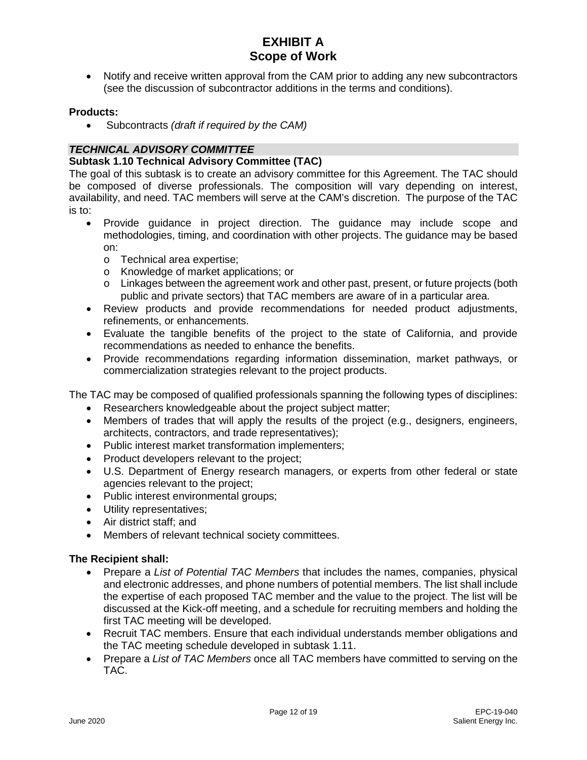- Notify and receive written approval from the CAM prior to adding any new subcontractors (see the discussion of subcontractor additions in the terms and conditions).

**Products:**

- Subcontracts *(draft if required by the CAM)*

***TECHNICAL ADVISORY COMMITTEE***

**Subtask 1.10 Technical Advisory Committee (TAC)**

The goal of this subtask is to create an advisory committee for this Agreement. The TAC should be composed of diverse professionals. The composition will vary depending on interest, availability, and need. TAC members will serve at the CAM's discretion. The purpose of the TAC is to:

- Provide guidance in project direction. The guidance may include scope and methodologies, timing, and coordination with other projects. The guidance may be based on:
  - Technical area expertise;
  - Knowledge of market applications; or
  - Linkages between the agreement work and other past, present, or future projects (both public and private sectors) that TAC members are aware of in a particular area.
- Review products and provide recommendations for needed product adjustments, refinements, or enhancements.
- Evaluate the tangible benefits of the project to the state of California, and provide recommendations as needed to enhance the benefits.
- Provide recommendations regarding information dissemination, market pathways, or commercialization strategies relevant to the project products.

The TAC may be composed of qualified professionals spanning the following types of disciplines:

- Researchers knowledgeable about the project subject matter;
- Members of trades that will apply the results of the project (e.g., designers, engineers, architects, contractors, and trade representatives);
- Public interest market transformation implementers;
- Product developers relevant to the project;
- U.S. Department of Energy research managers, or experts from other federal or state agencies relevant to the project;
- Public interest environmental groups;
- Utility representatives;
- Air district staff; and
- Members of relevant technical society committees.

**The Recipient shall:**

- Prepare a *List of Potential TAC Members* that includes the names, companies, physical and electronic addresses, and phone numbers of potential members. The list shall include the expertise of each proposed TAC member and the value to the project. The list will be discussed at the Kick-off meeting, and a schedule for recruiting members and holding the first TAC meeting will be developed.
- Recruit TAC members. Ensure that each individual understands member obligations and the TAC meeting schedule developed in subtask 1.11.
- Prepare a *List of TAC Members* once all TAC members have committed to serving on the TAC.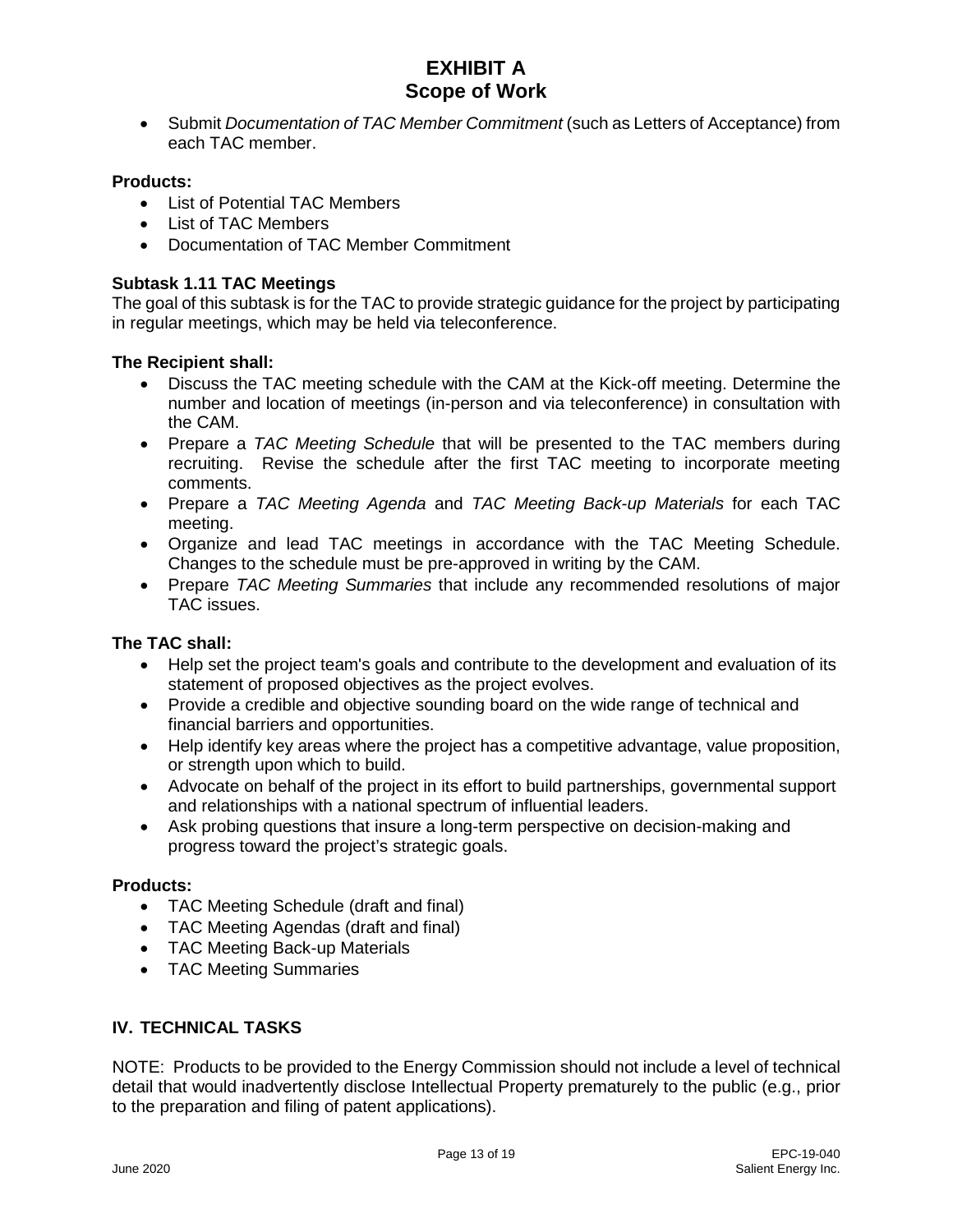- Submit *Documentation of TAC Member Commitment* (such as Letters of Acceptance) from each TAC member.

**Products:**

- List of Potential TAC Members
- List of TAC Members
- Documentation of TAC Member Commitment

**Subtask 1.11 TAC Meetings**

The goal of this subtask is for the TAC to provide strategic guidance for the project by participating in regular meetings, which may be held via teleconference.

**The Recipient shall:**

- Discuss the TAC meeting schedule with the CAM at the Kick-off meeting. Determine the number and location of meetings (in-person and via teleconference) in consultation with the CAM.
- Prepare a *TAC Meeting Schedule* that will be presented to the TAC members during recruiting. Revise the schedule after the first TAC meeting to incorporate meeting comments.
- Prepare a *TAC Meeting Agenda* and *TAC Meeting Back-up Materials* for each TAC meeting.
- Organize and lead TAC meetings in accordance with the TAC Meeting Schedule. Changes to the schedule must be pre-approved in writing by the CAM.
- Prepare *TAC Meeting Summaries* that include any recommended resolutions of major TAC issues.

**The TAC shall:**

- Help set the project team's goals and contribute to the development and evaluation of its statement of proposed objectives as the project evolves.
- Provide a credible and objective sounding board on the wide range of technical and financial barriers and opportunities.
- Help identify key areas where the project has a competitive advantage, value proposition, or strength upon which to build.
- Advocate on behalf of the project in its effort to build partnerships, governmental support and relationships with a national spectrum of influential leaders.
- Ask probing questions that insure a long-term perspective on decision-making and progress toward the project's strategic goals.

**Products:**

- TAC Meeting Schedule (draft and final)
- TAC Meeting Agendas (draft and final)
- TAC Meeting Back-up Materials
- TAC Meeting Summaries

## IV. TECHNICAL TASKS

NOTE: Products to be provided to the Energy Commission should not include a level of technical detail that would inadvertently disclose Intellectual Property prematurely to the public (e.g., prior to the preparation and filing of patent applications).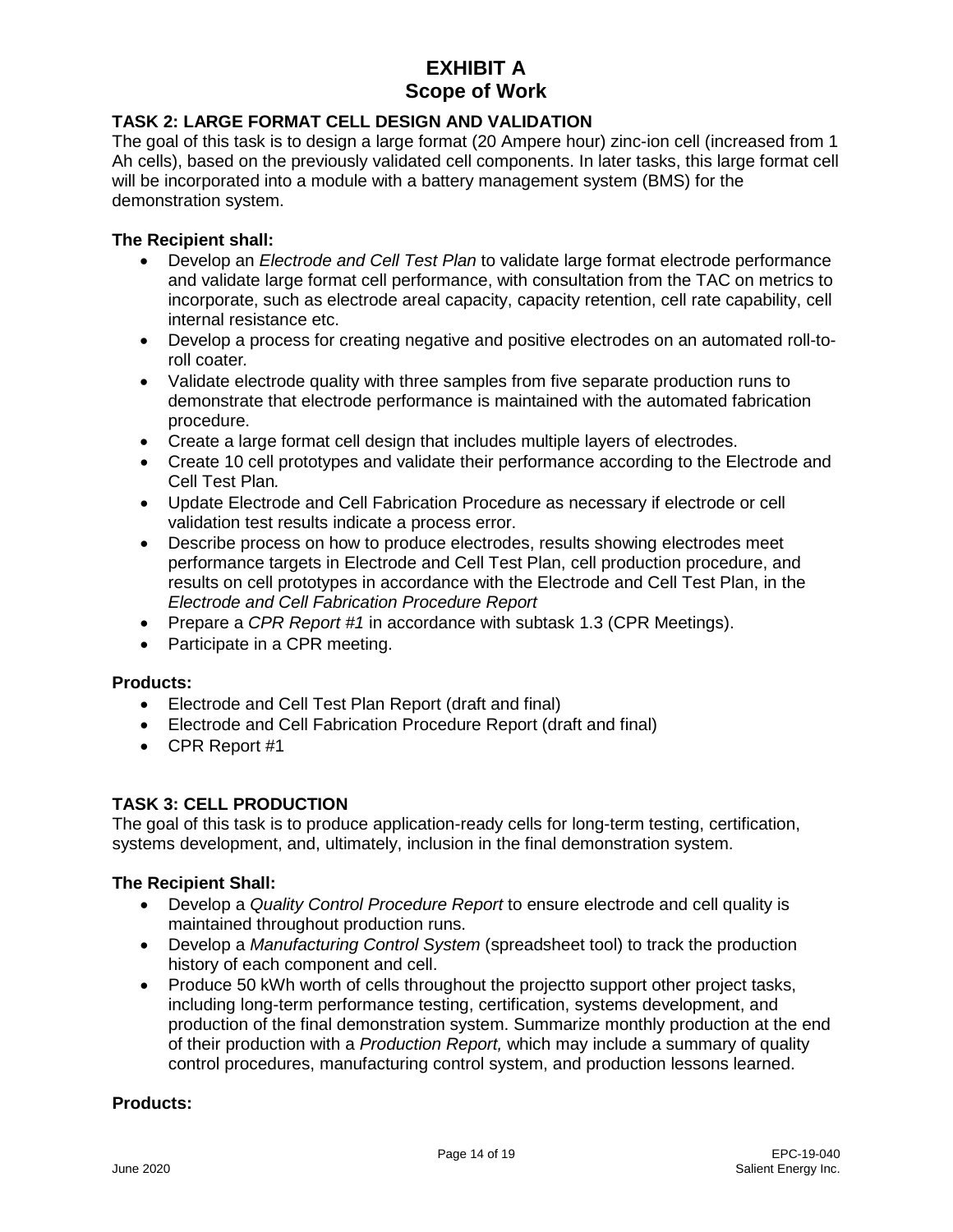# EXHIBIT A
# Scope of Work

## TASK 2: LARGE FORMAT CELL DESIGN AND VALIDATION

The goal of this task is to design a large format (20 Ampere hour) zinc-ion cell (increased from 1 Ah cells), based on the previously validated cell components. In later tasks, this large format cell will be incorporated into a module with a battery management system (BMS) for the demonstration system.

**The Recipient shall:**

- Develop an *Electrode and Cell Test Plan* to validate large format electrode performance and validate large format cell performance, with consultation from the TAC on metrics to incorporate, such as electrode areal capacity, capacity retention, cell rate capability, cell internal resistance etc.
- Develop a process for creating negative and positive electrodes on an automated roll-to-roll coater.
- Validate electrode quality with three samples from five separate production runs to demonstrate that electrode performance is maintained with the automated fabrication procedure.
- Create a large format cell design that includes multiple layers of electrodes.
- Create 10 cell prototypes and validate their performance according to the Electrode and Cell Test Plan*.*
- Update Electrode and Cell Fabrication Procedure as necessary if electrode or cell validation test results indicate a process error.
- Describe process on how to produce electrodes, results showing electrodes meet performance targets in Electrode and Cell Test Plan, cell production procedure, and results on cell prototypes in accordance with the Electrode and Cell Test Plan, in the *Electrode and Cell Fabrication Procedure Report*
- Prepare a *CPR Report #1* in accordance with subtask 1.3 (CPR Meetings).
- Participate in a CPR meeting.

**Products:**

- Electrode and Cell Test Plan Report (draft and final)
- Electrode and Cell Fabrication Procedure Report (draft and final)
- CPR Report #1

## TASK 3: CELL PRODUCTION

The goal of this task is to produce application-ready cells for long-term testing, certification, systems development, and, ultimately, inclusion in the final demonstration system.

**The Recipient Shall:**

- Develop a *Quality Control Procedure Report* to ensure electrode and cell quality is maintained throughout production runs.
- Develop a *Manufacturing Control System* (spreadsheet tool) to track the production history of each component and cell.
- Produce 50 kWh worth of cells throughout the projectto support other project tasks, including long-term performance testing, certification, systems development, and production of the final demonstration system. Summarize monthly production at the end of their production with a *Production Report,* which may include a summary of quality control procedures, manufacturing control system, and production lessons learned.

**Products:**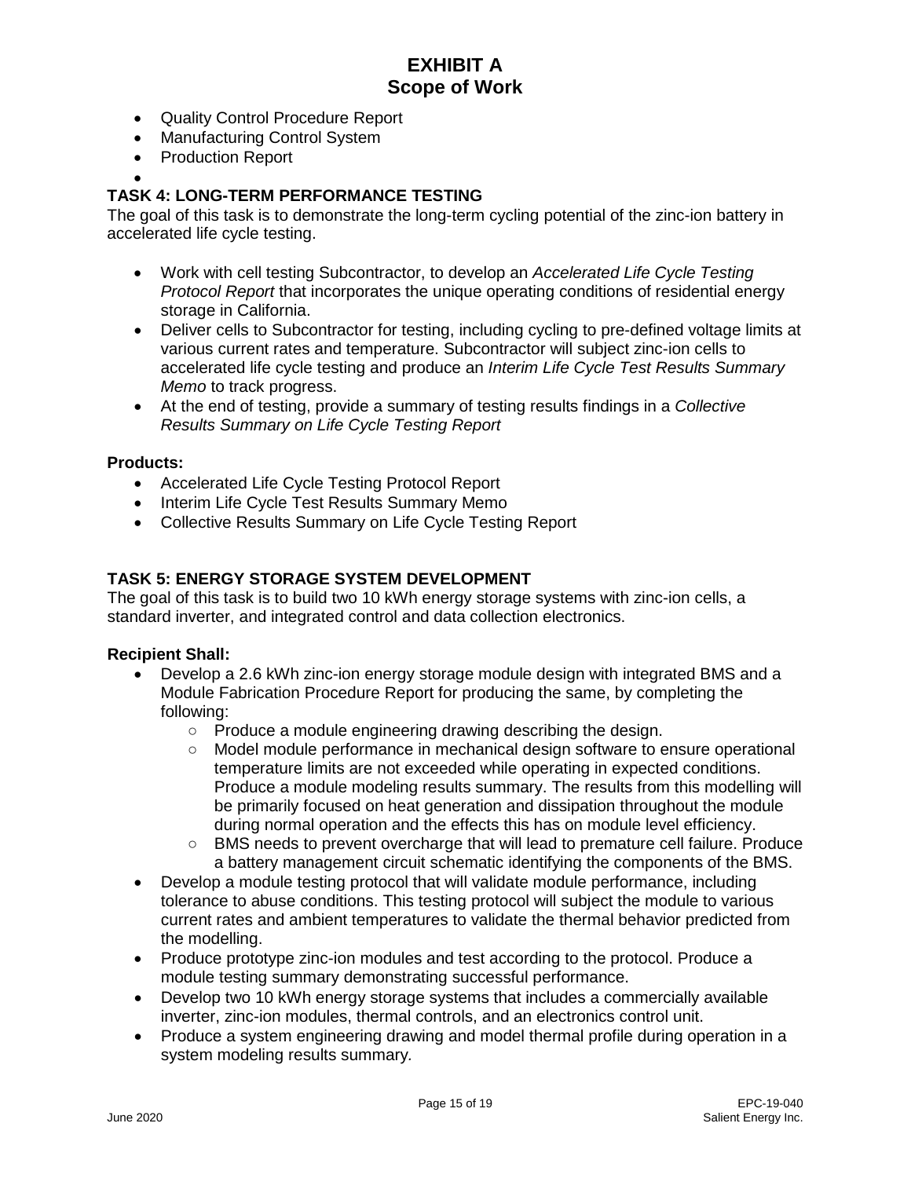- Quality Control Procedure Report
- Manufacturing Control System
- Production Report

## TASK 4: LONG-TERM PERFORMANCE TESTING

The goal of this task is to demonstrate the long-term cycling potential of the zinc-ion battery in accelerated life cycle testing.

- Work with cell testing Subcontractor, to develop an *Accelerated Life Cycle Testing Protocol Report* that incorporates the unique operating conditions of residential energy storage in California.
- Deliver cells to Subcontractor for testing, including cycling to pre-defined voltage limits at various current rates and temperature. Subcontractor will subject zinc-ion cells to accelerated life cycle testing and produce an *Interim Life Cycle Test Results Summary Memo* to track progress.
- At the end of testing, provide a summary of testing results findings in a *Collective Results Summary on Life Cycle Testing Report*

**Products:**

- Accelerated Life Cycle Testing Protocol Report
- Interim Life Cycle Test Results Summary Memo
- Collective Results Summary on Life Cycle Testing Report

## TASK 5: ENERGY STORAGE SYSTEM DEVELOPMENT

The goal of this task is to build two 10 kWh energy storage systems with zinc-ion cells, a standard inverter, and integrated control and data collection electronics.

**Recipient Shall:**

- Develop a 2.6 kWh zinc-ion energy storage module design with integrated BMS and a Module Fabrication Procedure Report for producing the same, by completing the following:
  - Produce a module engineering drawing describing the design.
  - Model module performance in mechanical design software to ensure operational temperature limits are not exceeded while operating in expected conditions. Produce a module modeling results summary. The results from this modelling will be primarily focused on heat generation and dissipation throughout the module during normal operation and the effects this has on module level efficiency.
  - BMS needs to prevent overcharge that will lead to premature cell failure. Produce a battery management circuit schematic identifying the components of the BMS.
- Develop a module testing protocol that will validate module performance, including tolerance to abuse conditions. This testing protocol will subject the module to various current rates and ambient temperatures to validate the thermal behavior predicted from the modelling.
- Produce prototype zinc-ion modules and test according to the protocol. Produce a module testing summary demonstrating successful performance.
- Develop two 10 kWh energy storage systems that includes a commercially available inverter, zinc-ion modules, thermal controls, and an electronics control unit.
- Produce a system engineering drawing and model thermal profile during operation in a system modeling results summary.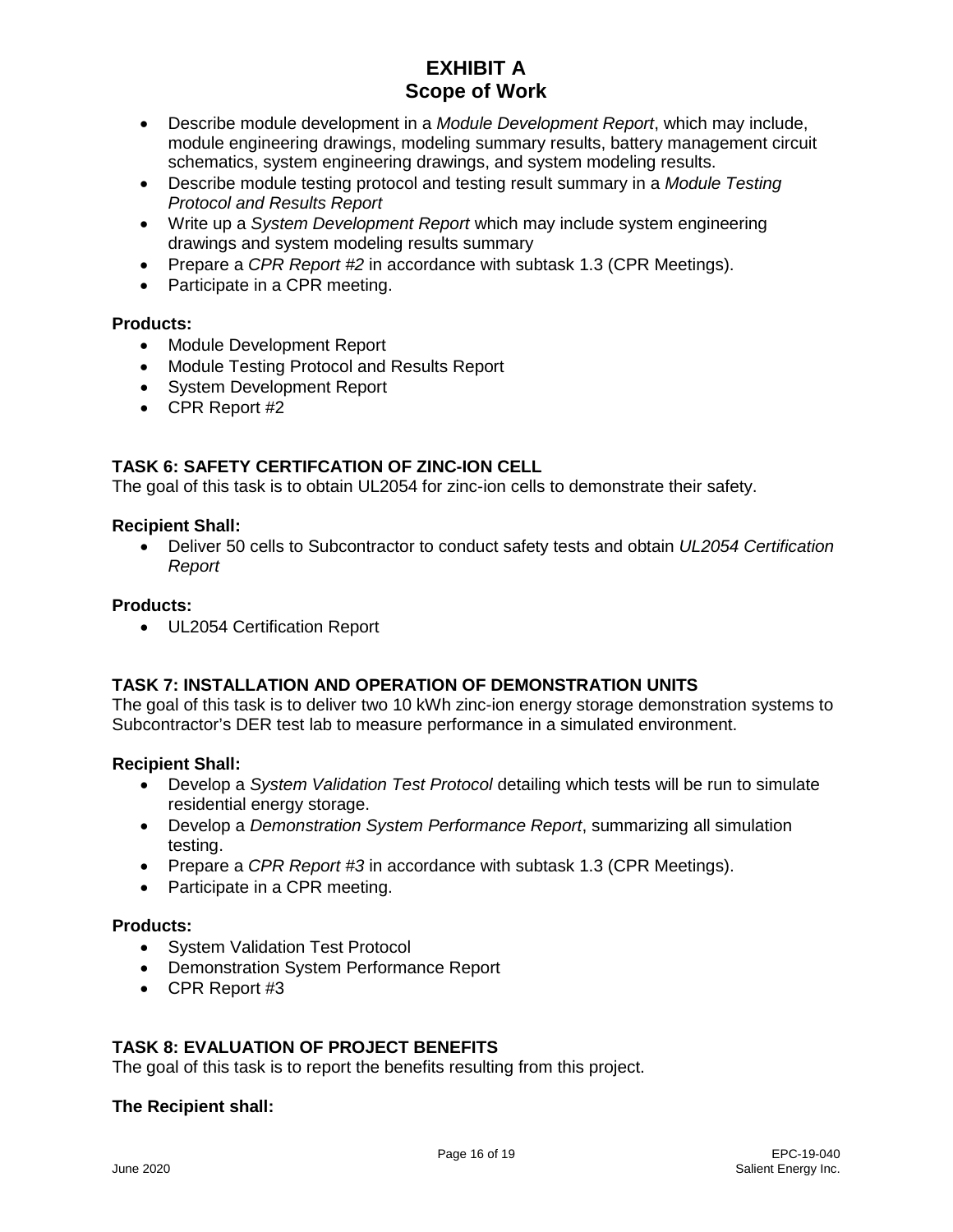- Describe module development in a *Module Development Report*, which may include, module engineering drawings, modeling summary results, battery management circuit schematics, system engineering drawings, and system modeling results.
- Describe module testing protocol and testing result summary in a *Module Testing Protocol and Results Report*
- Write up a *System Development Report* which may include system engineering drawings and system modeling results summary
- Prepare a *CPR Report #2* in accordance with subtask 1.3 (CPR Meetings).
- Participate in a CPR meeting.

**Products:**

- Module Development Report
- Module Testing Protocol and Results Report
- System Development Report
- CPR Report #2

### TASK 6: SAFETY CERTIFCATION OF ZINC-ION CELL

The goal of this task is to obtain UL2054 for zinc-ion cells to demonstrate their safety.

**Recipient Shall:**

- Deliver 50 cells to Subcontractor to conduct safety tests and obtain *UL2054 Certification Report*

**Products:**

- UL2054 Certification Report

### TASK 7: INSTALLATION AND OPERATION OF DEMONSTRATION UNITS

The goal of this task is to deliver two 10 kWh zinc-ion energy storage demonstration systems to Subcontractor's DER test lab to measure performance in a simulated environment.

**Recipient Shall:**

- Develop a *System Validation Test Protocol* detailing which tests will be run to simulate residential energy storage.
- Develop a *Demonstration System Performance Report*, summarizing all simulation testing.
- Prepare a *CPR Report #3* in accordance with subtask 1.3 (CPR Meetings).
- Participate in a CPR meeting.

**Products:**

- System Validation Test Protocol
- Demonstration System Performance Report
- CPR Report #3

### TASK 8: EVALUATION OF PROJECT BENEFITS

The goal of this task is to report the benefits resulting from this project.

**The Recipient shall:**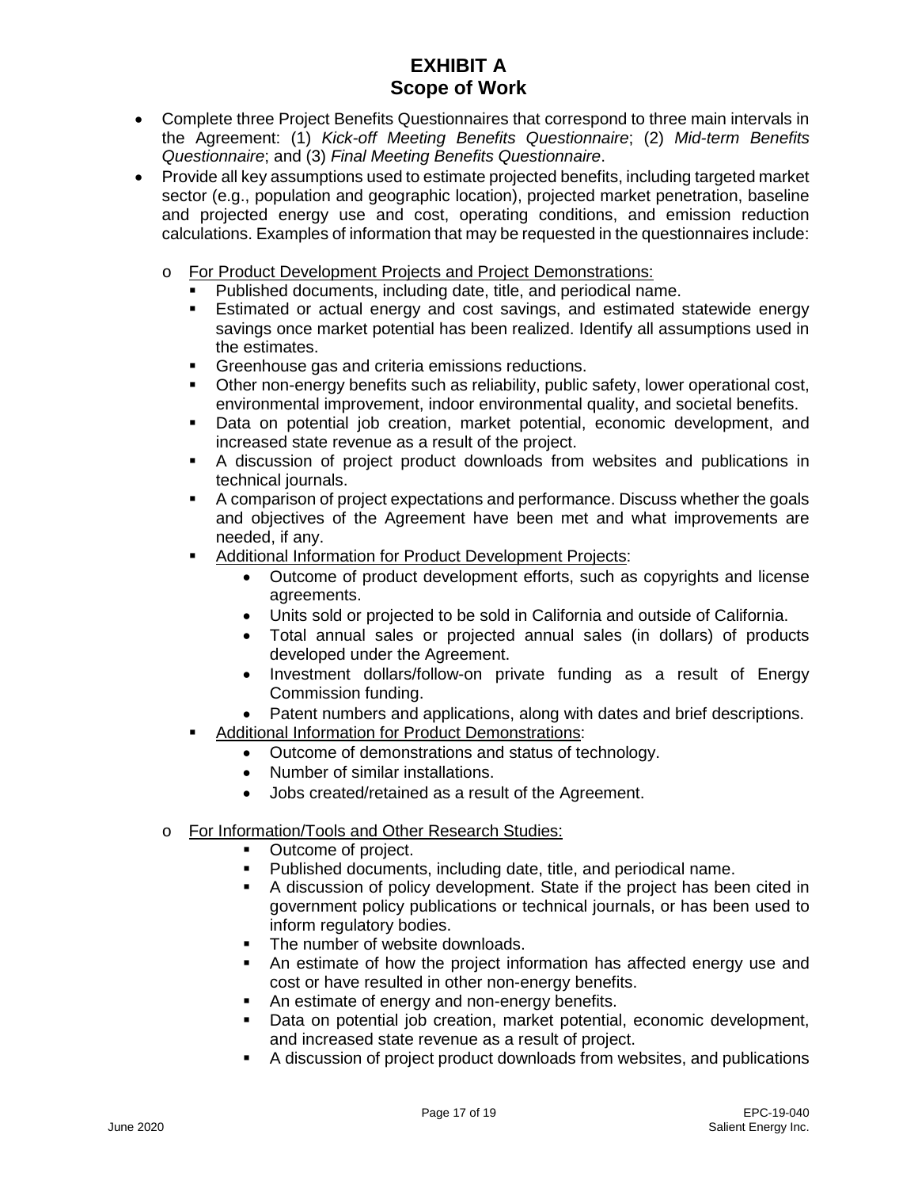# EXHIBIT A
## Scope of Work

- Complete three Project Benefits Questionnaires that correspond to three main intervals in the Agreement: (1) *Kick-off Meeting Benefits Questionnaire*; (2) *Mid-term Benefits Questionnaire*; and (3) *Final Meeting Benefits Questionnaire*.
- Provide all key assumptions used to estimate projected benefits, including targeted market sector (e.g., population and geographic location), projected market penetration, baseline and projected energy use and cost, operating conditions, and emission reduction calculations. Examples of information that may be requested in the questionnaires include:
  - For Product Development Projects and Project Demonstrations:
    - Published documents, including date, title, and periodical name.
    - Estimated or actual energy and cost savings, and estimated statewide energy savings once market potential has been realized. Identify all assumptions used in the estimates.
    - Greenhouse gas and criteria emissions reductions.
    - Other non-energy benefits such as reliability, public safety, lower operational cost, environmental improvement, indoor environmental quality, and societal benefits.
    - Data on potential job creation, market potential, economic development, and increased state revenue as a result of the project.
    - A discussion of project product downloads from websites and publications in technical journals.
    - A comparison of project expectations and performance. Discuss whether the goals and objectives of the Agreement have been met and what improvements are needed, if any.
    - Additional Information for Product Development Projects:
      - Outcome of product development efforts, such as copyrights and license agreements.
      - Units sold or projected to be sold in California and outside of California.
      - Total annual sales or projected annual sales (in dollars) of products developed under the Agreement.
      - Investment dollars/follow-on private funding as a result of Energy Commission funding.
      - Patent numbers and applications, along with dates and brief descriptions.
    - Additional Information for Product Demonstrations:
      - Outcome of demonstrations and status of technology.
      - Number of similar installations.
      - Jobs created/retained as a result of the Agreement.
  - For Information/Tools and Other Research Studies:
    - Outcome of project.
    - Published documents, including date, title, and periodical name.
    - A discussion of policy development. State if the project has been cited in government policy publications or technical journals, or has been used to inform regulatory bodies.
    - The number of website downloads.
    - An estimate of how the project information has affected energy use and cost or have resulted in other non-energy benefits.
    - An estimate of energy and non-energy benefits.
    - Data on potential job creation, market potential, economic development, and increased state revenue as a result of project.
    - A discussion of project product downloads from websites, and publications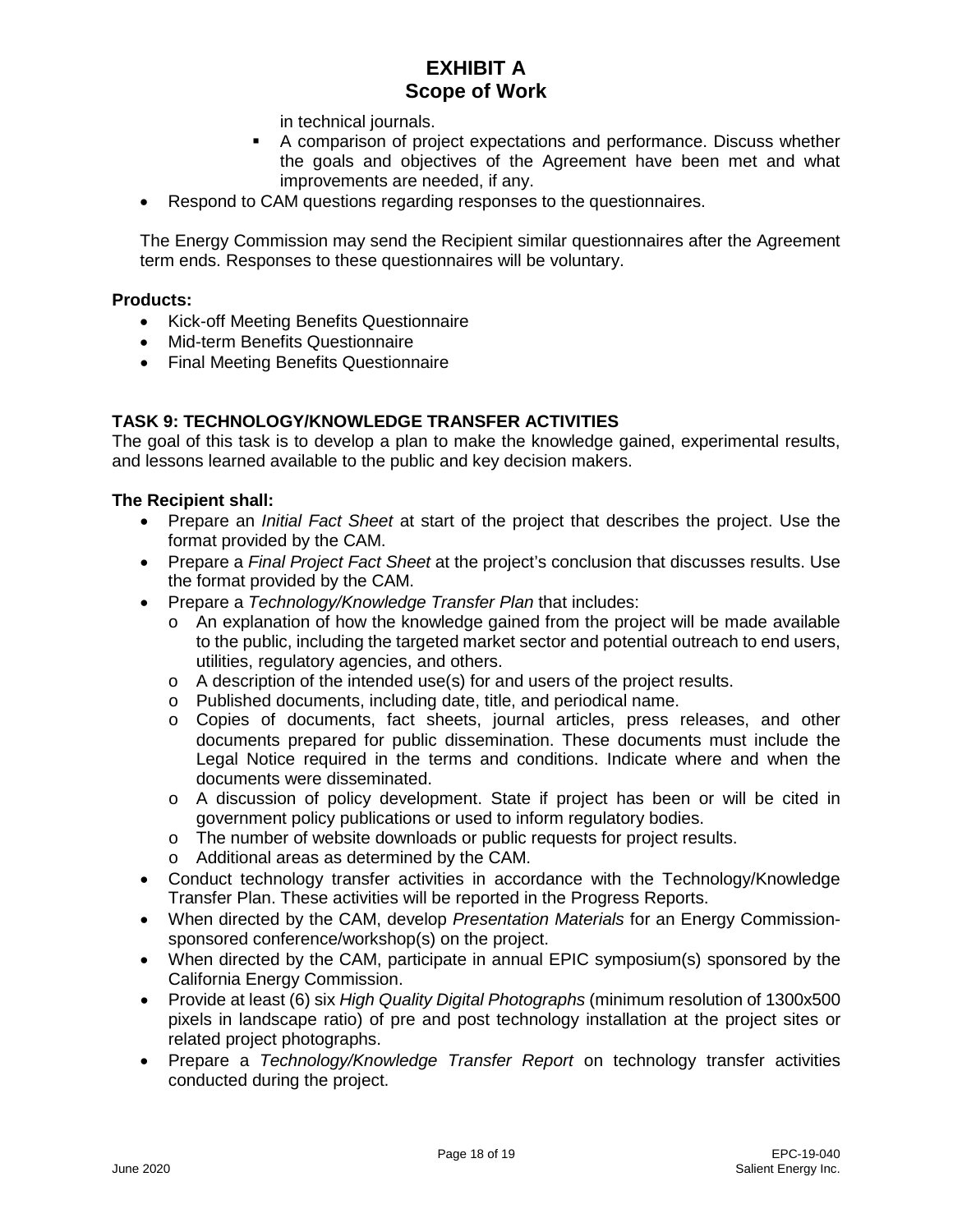in technical journals.

  - A comparison of project expectations and performance. Discuss whether the goals and objectives of the Agreement have been met and what improvements are needed, if any.

- Respond to CAM questions regarding responses to the questionnaires.

The Energy Commission may send the Recipient similar questionnaires after the Agreement term ends. Responses to these questionnaires will be voluntary.

**Products:**

- Kick-off Meeting Benefits Questionnaire
- Mid-term Benefits Questionnaire
- Final Meeting Benefits Questionnaire

**TASK 9: TECHNOLOGY/KNOWLEDGE TRANSFER ACTIVITIES**

The goal of this task is to develop a plan to make the knowledge gained, experimental results, and lessons learned available to the public and key decision makers.

**The Recipient shall:**

- Prepare an *Initial Fact Sheet* at start of the project that describes the project. Use the format provided by the CAM.
- Prepare a *Final Project Fact Sheet* at the project's conclusion that discusses results. Use the format provided by the CAM.
- Prepare a *Technology/Knowledge Transfer Plan* that includes:
  - An explanation of how the knowledge gained from the project will be made available to the public, including the targeted market sector and potential outreach to end users, utilities, regulatory agencies, and others.
  - A description of the intended use(s) for and users of the project results.
  - Published documents, including date, title, and periodical name.
  - Copies of documents, fact sheets, journal articles, press releases, and other documents prepared for public dissemination. These documents must include the Legal Notice required in the terms and conditions. Indicate where and when the documents were disseminated.
  - A discussion of policy development. State if project has been or will be cited in government policy publications or used to inform regulatory bodies.
  - The number of website downloads or public requests for project results.
  - Additional areas as determined by the CAM.
- Conduct technology transfer activities in accordance with the Technology/Knowledge Transfer Plan. These activities will be reported in the Progress Reports.
- When directed by the CAM, develop *Presentation Materials* for an Energy Commission-sponsored conference/workshop(s) on the project.
- When directed by the CAM, participate in annual EPIC symposium(s) sponsored by the California Energy Commission.
- Provide at least (6) six *High Quality Digital Photographs* (minimum resolution of 1300x500 pixels in landscape ratio) of pre and post technology installation at the project sites or related project photographs.
- Prepare a *Technology/Knowledge Transfer Report* on technology transfer activities conducted during the project.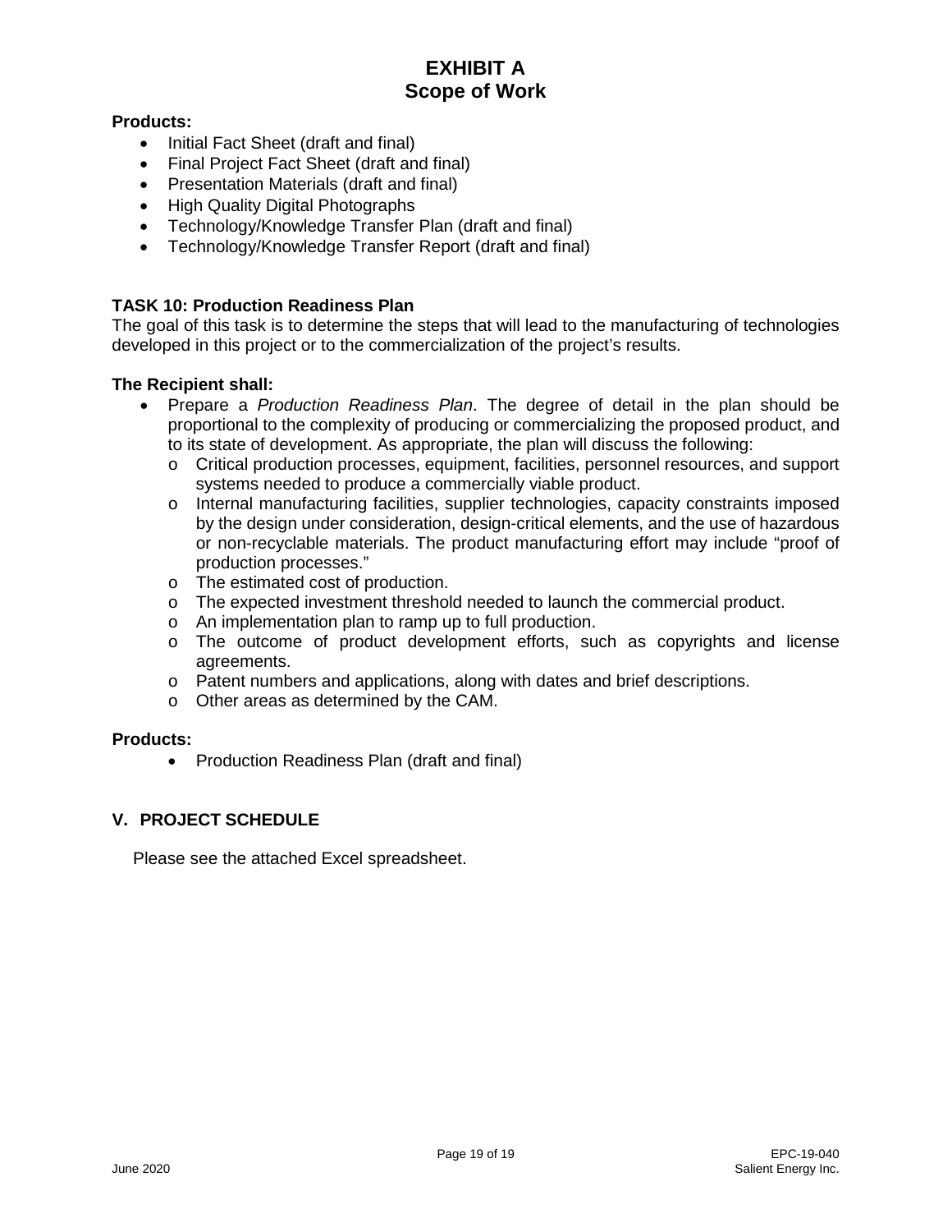**Products:**

- Initial Fact Sheet (draft and final)
- Final Project Fact Sheet (draft and final)
- Presentation Materials (draft and final)
- High Quality Digital Photographs
- Technology/Knowledge Transfer Plan (draft and final)
- Technology/Knowledge Transfer Report (draft and final)

### TASK 10: Production Readiness Plan

The goal of this task is to determine the steps that will lead to the manufacturing of technologies developed in this project or to the commercialization of the project's results.

**The Recipient shall:**

- Prepare a *Production Readiness Plan*. The degree of detail in the plan should be proportional to the complexity of producing or commercializing the proposed product, and to its state of development. As appropriate, the plan will discuss the following:
  - Critical production processes, equipment, facilities, personnel resources, and support systems needed to produce a commercially viable product.
  - Internal manufacturing facilities, supplier technologies, capacity constraints imposed by the design under consideration, design-critical elements, and the use of hazardous or non-recyclable materials. The product manufacturing effort may include "proof of production processes."
  - The estimated cost of production.
  - The expected investment threshold needed to launch the commercial product.
  - An implementation plan to ramp up to full production.
  - The outcome of product development efforts, such as copyrights and license agreements.
  - Patent numbers and applications, along with dates and brief descriptions.
  - Other areas as determined by the CAM.

**Products:**

- Production Readiness Plan (draft and final)

## V. PROJECT SCHEDULE

Please see the attached Excel spreadsheet.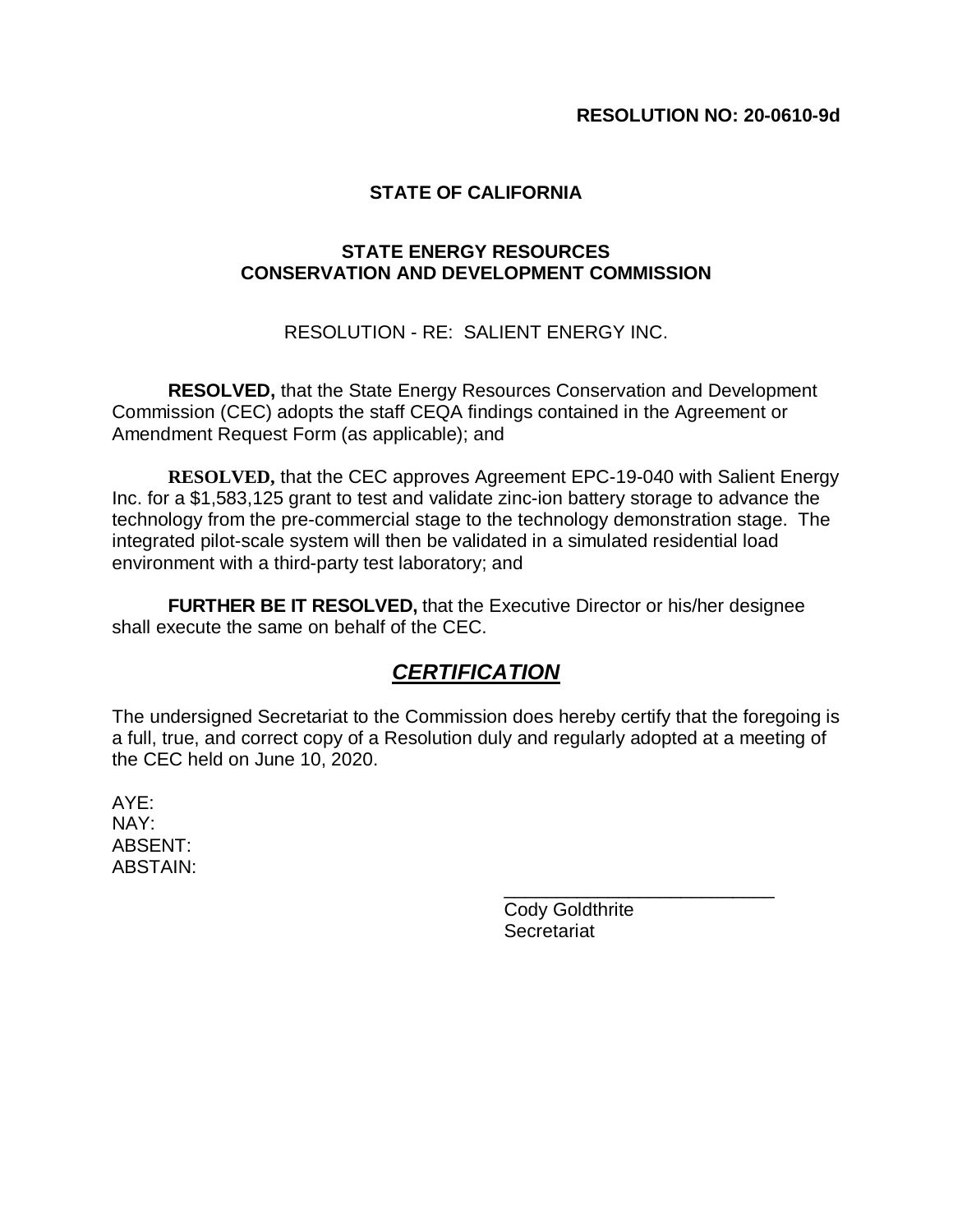**RESOLUTION NO: 20-0610-9d**

**STATE OF CALIFORNIA**

**STATE ENERGY RESOURCES**
**CONSERVATION AND DEVELOPMENT COMMISSION**

RESOLUTION - RE: SALIENT ENERGY INC.

**RESOLVED,** that the State Energy Resources Conservation and Development Commission (CEC) adopts the staff CEQA findings contained in the Agreement or Amendment Request Form (as applicable); and

**RESOLVED,** that the CEC approves Agreement EPC-19-040 with Salient Energy Inc. for a $1,583,125 grant to test and validate zinc-ion battery storage to advance the technology from the pre-commercial stage to the technology demonstration stage. The integrated pilot-scale system will then be validated in a simulated residential load environment with a third-party test laboratory; and

**FURTHER BE IT RESOLVED,** that the Executive Director or his/her designee shall execute the same on behalf of the CEC.

## ***CERTIFICATION***

The undersigned Secretariat to the Commission does hereby certify that the foregoing is a full, true, and correct copy of a Resolution duly and regularly adopted at a meeting of the CEC held on June 10, 2020.

AYE:
NAY:
ABSENT:
ABSTAIN:

___________________________
Cody Goldthrite
Secretariat